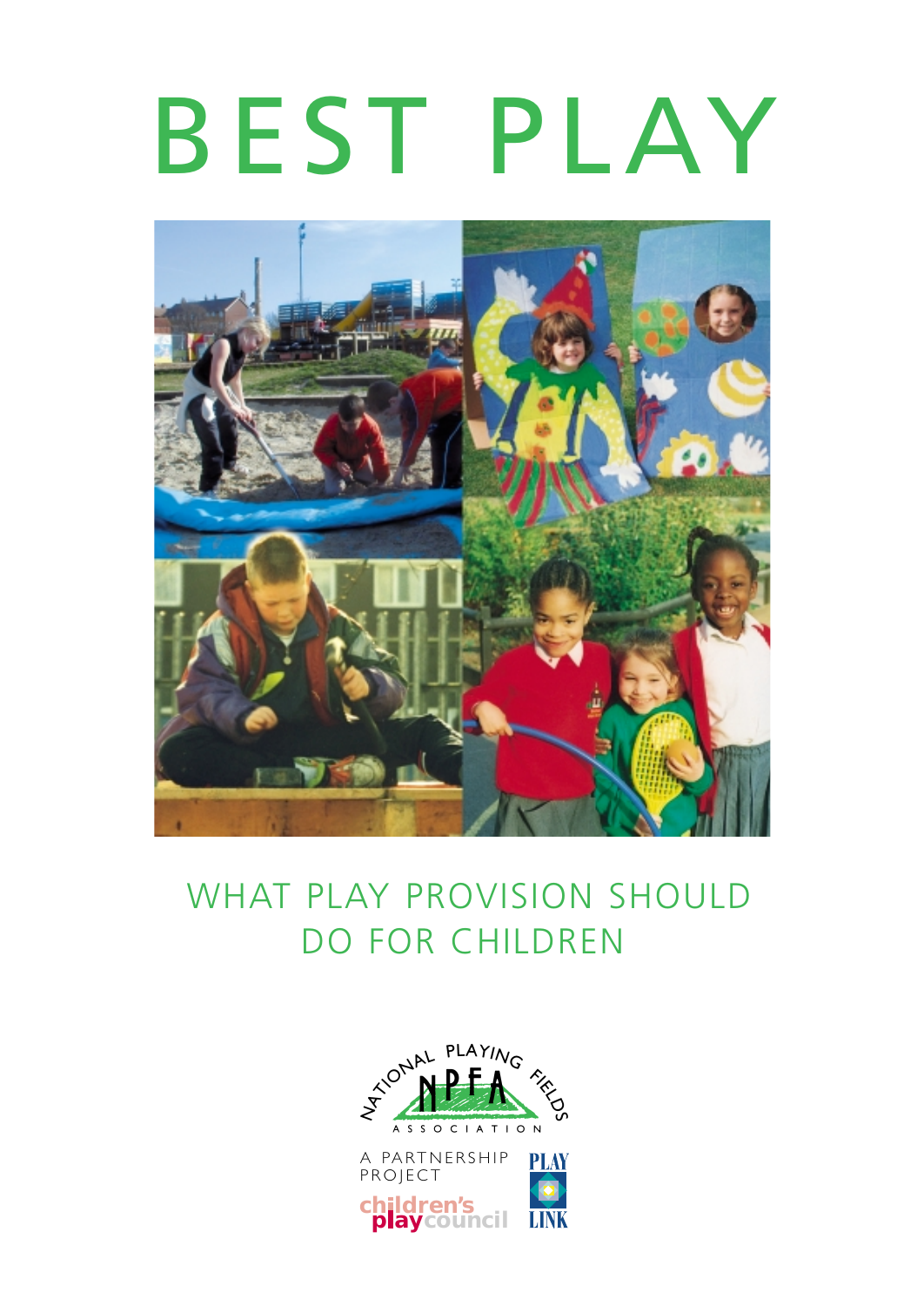# BEST PLAY

## WHAT PLAY PROVISION SHOULD DO FOR CHILDREN

NATIONAL PLAYING FIELDS ASSOCIATION

NPFA

A PARTNERSHIP PROJECT

children's play council

PLAY LINK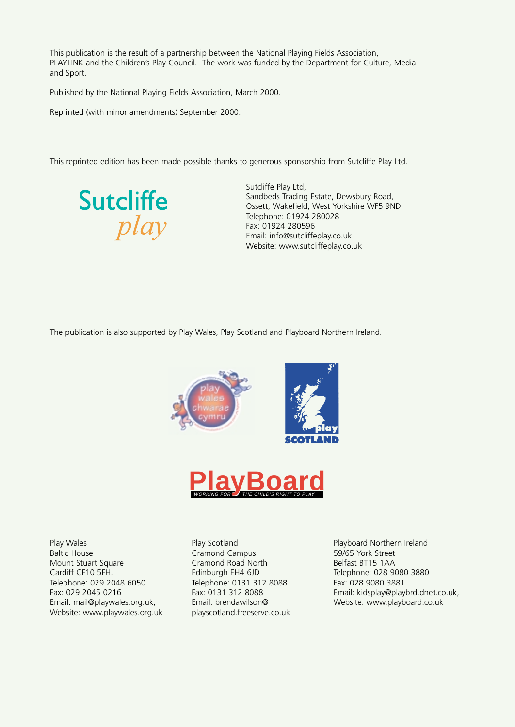This publication is the result of a partnership between the National Playing Fields Association, PLAYLINK and the Children's Play Council. The work was funded by the Department for Culture, Media and Sport.

Published by the National Playing Fields Association, March 2000.

Reprinted (with minor amendments) September 2000.

This reprinted edition has been made possible thanks to generous sponsorship from Sutcliffe Play Ltd.

Sutcliffe *play*

Sutcliffe Play Ltd,
Sandbeds Trading Estate, Dewsbury Road,
Ossett, Wakefield, West Yorkshire WF5 9ND
Telephone: 01924 280028
Fax: 01924 280596
Email: info@sutcliffeplay.co.uk
Website: www.sutcliffeplay.co.uk

The publication is also supported by Play Wales, Play Scotland and Playboard Northern Ireland.

Play Wales
Baltic House
Mount Stuart Square
Cardiff CF10 5FH.
Telephone: 029 2048 6050
Fax: 029 2045 0216
Email: mail@playwales.org.uk,
Website: www.playwales.org.uk

Play Scotland
Cramond Campus
Cramond Road North
Edinburgh EH4 6JD
Telephone: 0131 312 8088
Fax: 0131 312 8088
Email: brendawilson@playscotland.freeserve.co.uk

Playboard Northern Ireland
59/65 York Street
Belfast BT15 1AA
Telephone: 028 9080 3880
Fax: 028 9080 3881
Email: kidsplay@playbrd.dnet.co.uk,
Website: www.playboard.co.uk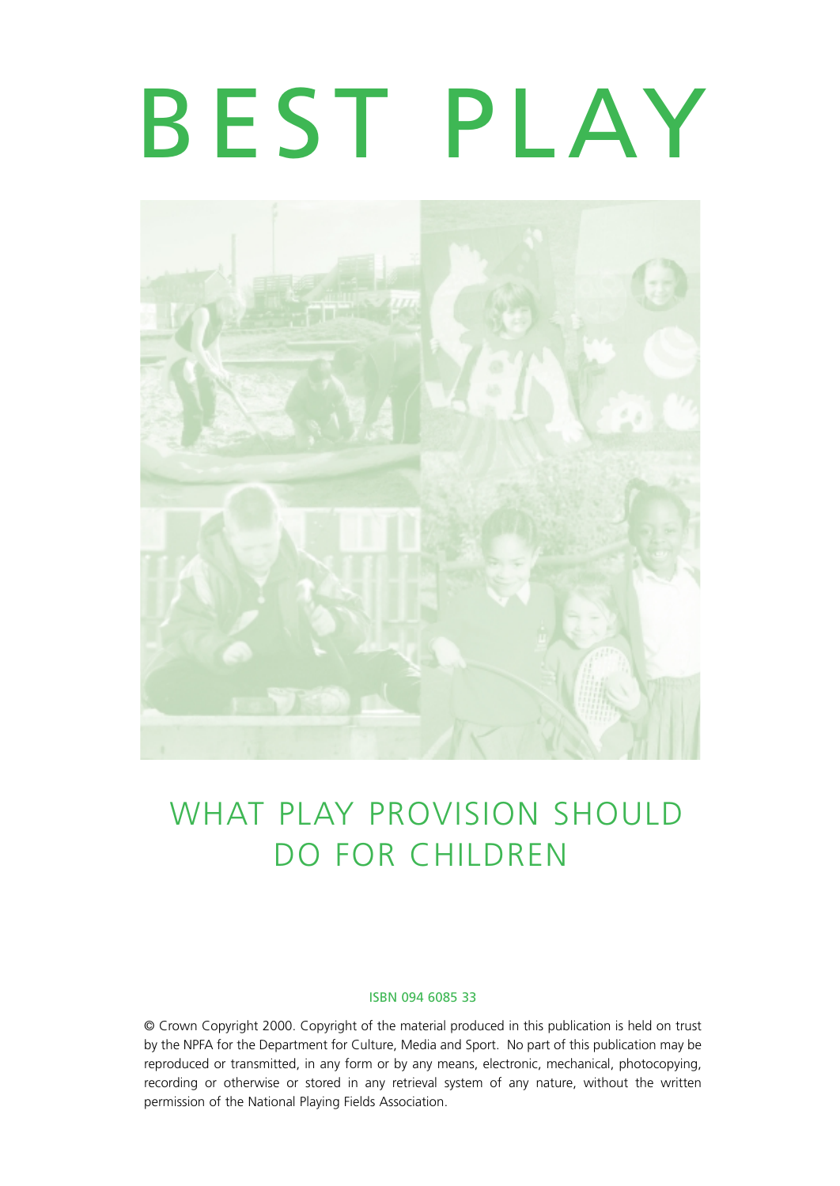# BEST PLAY

## WHAT PLAY PROVISION SHOULD DO FOR CHILDREN

ISBN 094 6085 33

© Crown Copyright 2000. Copyright of the material produced in this publication is held on trust by the NPFA for the Department for Culture, Media and Sport. No part of this publication may be reproduced or transmitted, in any form or by any means, electronic, mechanical, photocopying, recording or otherwise or stored in any retrieval system of any nature, without the written permission of the National Playing Fields Association.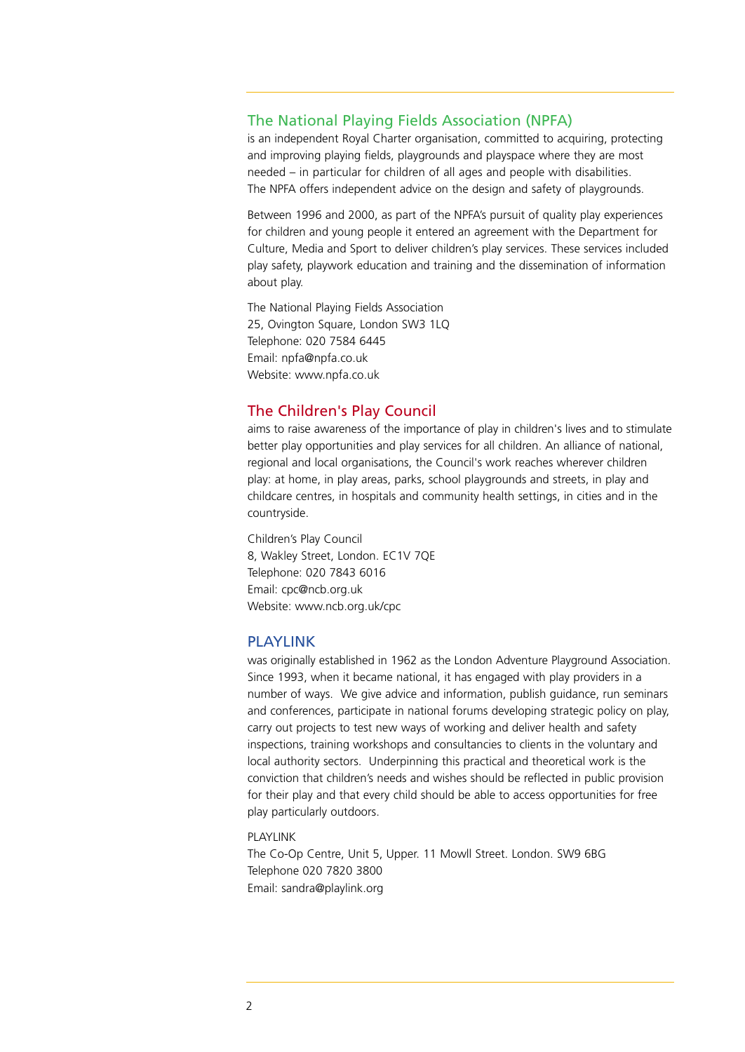## The National Playing Fields Association (NPFA)

is an independent Royal Charter organisation, committed to acquiring, protecting and improving playing fields, playgrounds and playspace where they are most needed – in particular for children of all ages and people with disabilities. The NPFA offers independent advice on the design and safety of playgrounds.

Between 1996 and 2000, as part of the NPFA's pursuit of quality play experiences for children and young people it entered an agreement with the Department for Culture, Media and Sport to deliver children's play services. These services included play safety, playwork education and training and the dissemination of information about play.

The National Playing Fields Association
25, Ovington Square, London SW3 1LQ
Telephone: 020 7584 6445
Email: npfa@npfa.co.uk
Website: www.npfa.co.uk

## The Children's Play Council

aims to raise awareness of the importance of play in children's lives and to stimulate better play opportunities and play services for all children. An alliance of national, regional and local organisations, the Council's work reaches wherever children play: at home, in play areas, parks, school playgrounds and streets, in play and childcare centres, in hospitals and community health settings, in cities and in the countryside.

Children's Play Council
8, Wakley Street, London. EC1V 7QE
Telephone: 020 7843 6016
Email: cpc@ncb.org.uk
Website: www.ncb.org.uk/cpc

## PLAYLINK

was originally established in 1962 as the London Adventure Playground Association. Since 1993, when it became national, it has engaged with play providers in a number of ways. We give advice and information, publish guidance, run seminars and conferences, participate in national forums developing strategic policy on play, carry out projects to test new ways of working and deliver health and safety inspections, training workshops and consultancies to clients in the voluntary and local authority sectors. Underpinning this practical and theoretical work is the conviction that children's needs and wishes should be reflected in public provision for their play and that every child should be able to access opportunities for free play particularly outdoors.

PLAYLINK
The Co-Op Centre, Unit 5, Upper. 11 Mowll Street. London. SW9 6BG
Telephone 020 7820 3800
Email: sandra@playlink.org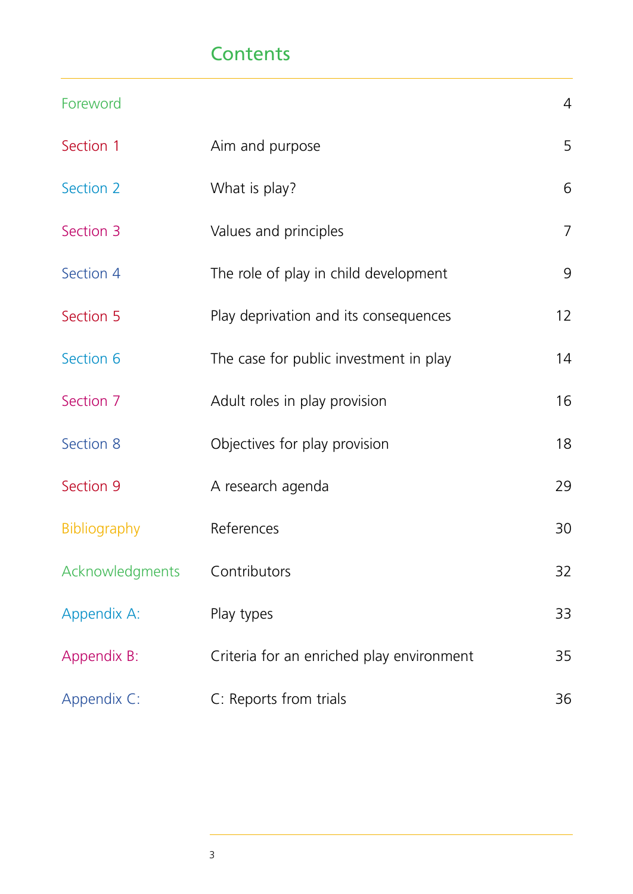# Contents

| | | |
|---|---|---|
| Foreword | | 4 |
| Section 1 | Aim and purpose | 5 |
| Section 2 | What is play? | 6 |
| Section 3 | Values and principles | 7 |
| Section 4 | The role of play in child development | 9 |
| Section 5 | Play deprivation and its consequences | 12 |
| Section 6 | The case for public investment in play | 14 |
| Section 7 | Adult roles in play provision | 16 |
| Section 8 | Objectives for play provision | 18 |
| Section 9 | A research agenda | 29 |
| Bibliography | References | 30 |
| Acknowledgments | Contributors | 32 |
| Appendix A: | Play types | 33 |
| Appendix B: | Criteria for an enriched play environment | 35 |
| Appendix C: | C: Reports from trials | 36 |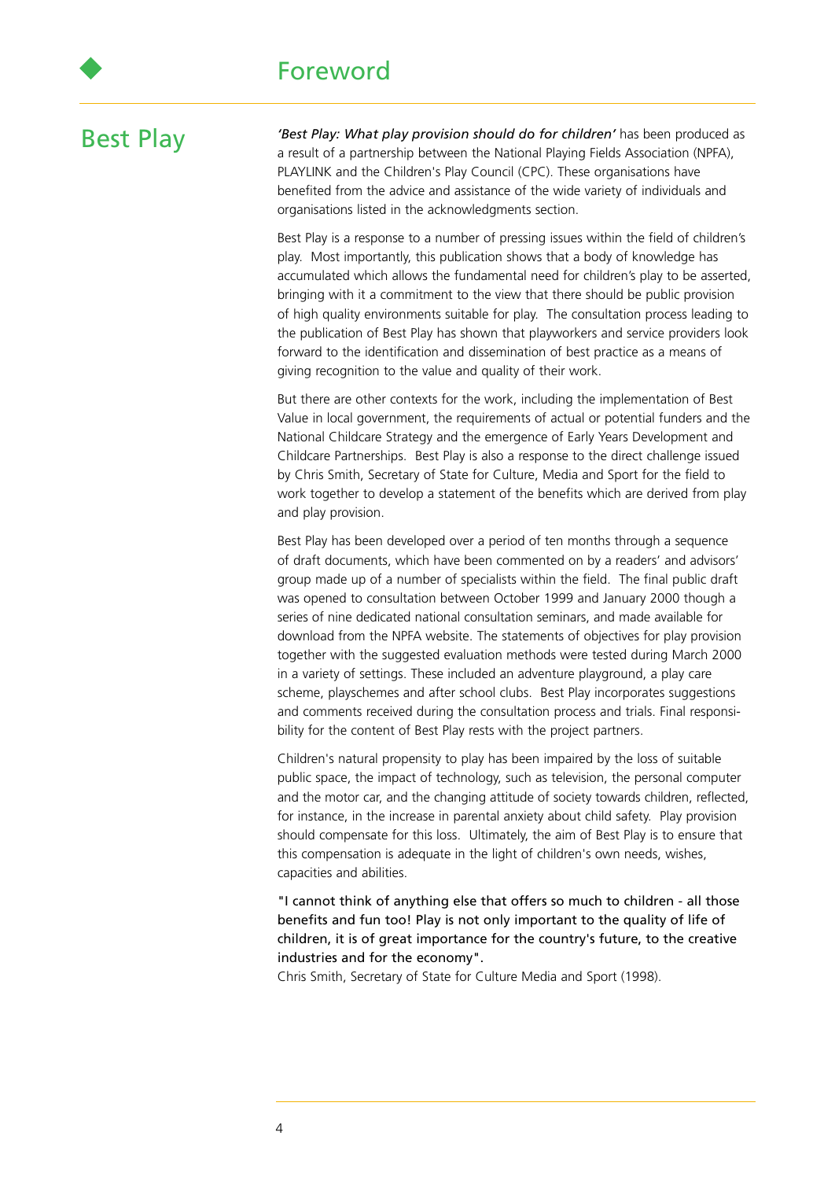# Foreword

## Best Play

***'Best Play: What play provision should do for children'*** has been produced as a result of a partnership between the National Playing Fields Association (NPFA), PLAYLINK and the Children's Play Council (CPC). These organisations have benefited from the advice and assistance of the wide variety of individuals and organisations listed in the acknowledgments section.

Best Play is a response to a number of pressing issues within the field of children's play. Most importantly, this publication shows that a body of knowledge has accumulated which allows the fundamental need for children's play to be asserted, bringing with it a commitment to the view that there should be public provision of high quality environments suitable for play. The consultation process leading to the publication of Best Play has shown that playworkers and service providers look forward to the identification and dissemination of best practice as a means of giving recognition to the value and quality of their work.

But there are other contexts for the work, including the implementation of Best Value in local government, the requirements of actual or potential funders and the National Childcare Strategy and the emergence of Early Years Development and Childcare Partnerships. Best Play is also a response to the direct challenge issued by Chris Smith, Secretary of State for Culture, Media and Sport for the field to work together to develop a statement of the benefits which are derived from play and play provision.

Best Play has been developed over a period of ten months through a sequence of draft documents, which have been commented on by a readers' and advisors' group made up of a number of specialists within the field. The final public draft was opened to consultation between October 1999 and January 2000 though a series of nine dedicated national consultation seminars, and made available for download from the NPFA website. The statements of objectives for play provision together with the suggested evaluation methods were tested during March 2000 in a variety of settings. These included an adventure playground, a play care scheme, playschemes and after school clubs. Best Play incorporates suggestions and comments received during the consultation process and trials. Final responsibility for the content of Best Play rests with the project partners.

Children's natural propensity to play has been impaired by the loss of suitable public space, the impact of technology, such as television, the personal computer and the motor car, and the changing attitude of society towards children, reflected, for instance, in the increase in parental anxiety about child safety. Play provision should compensate for this loss. Ultimately, the aim of Best Play is to ensure that this compensation is adequate in the light of children's own needs, wishes, capacities and abilities.

"I cannot think of anything else that offers so much to children - all those benefits and fun too! Play is not only important to the quality of life of children, it is of great importance for the country's future, to the creative industries and for the economy".
Chris Smith, Secretary of State for Culture Media and Sport (1998).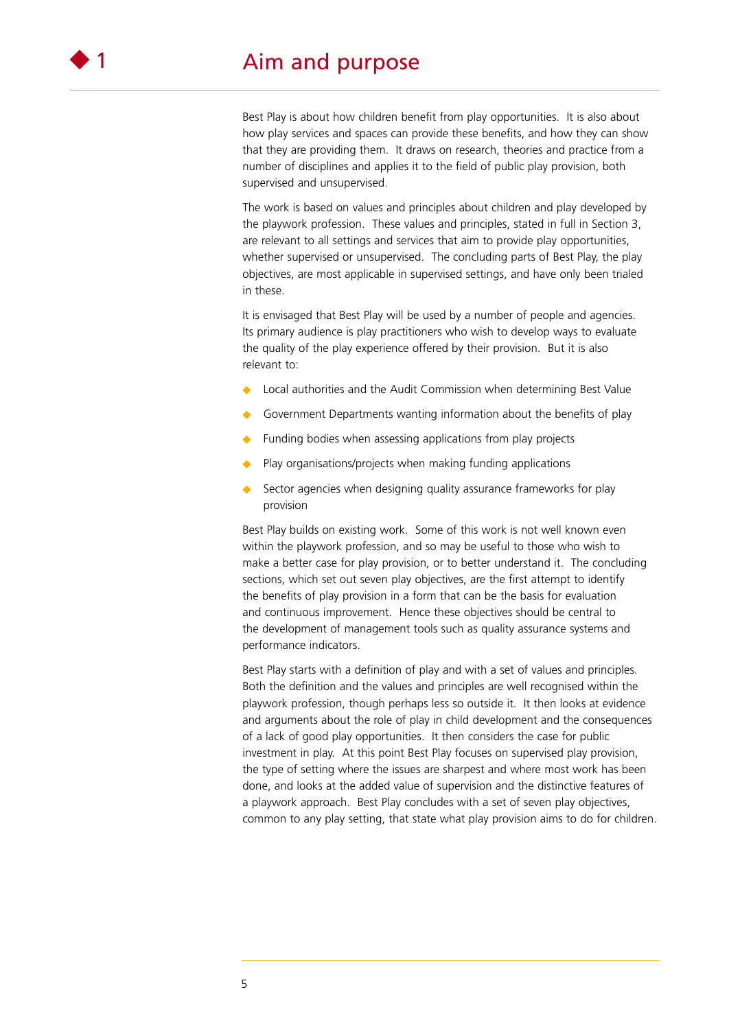# 1 Aim and purpose

Best Play is about how children benefit from play opportunities. It is also about how play services and spaces can provide these benefits, and how they can show that they are providing them. It draws on research, theories and practice from a number of disciplines and applies it to the field of public play provision, both supervised and unsupervised.

The work is based on values and principles about children and play developed by the playwork profession. These values and principles, stated in full in Section 3, are relevant to all settings and services that aim to provide play opportunities, whether supervised or unsupervised. The concluding parts of Best Play, the play objectives, are most applicable in supervised settings, and have only been trialed in these.

It is envisaged that Best Play will be used by a number of people and agencies. Its primary audience is play practitioners who wish to develop ways to evaluate the quality of the play experience offered by their provision. But it is also relevant to:

- Local authorities and the Audit Commission when determining Best Value
- Government Departments wanting information about the benefits of play
- Funding bodies when assessing applications from play projects
- Play organisations/projects when making funding applications
- Sector agencies when designing quality assurance frameworks for play provision

Best Play builds on existing work. Some of this work is not well known even within the playwork profession, and so may be useful to those who wish to make a better case for play provision, or to better understand it. The concluding sections, which set out seven play objectives, are the first attempt to identify the benefits of play provision in a form that can be the basis for evaluation and continuous improvement. Hence these objectives should be central to the development of management tools such as quality assurance systems and performance indicators.

Best Play starts with a definition of play and with a set of values and principles. Both the definition and the values and principles are well recognised within the playwork profession, though perhaps less so outside it. It then looks at evidence and arguments about the role of play in child development and the consequences of a lack of good play opportunities. It then considers the case for public investment in play. At this point Best Play focuses on supervised play provision, the type of setting where the issues are sharpest and where most work has been done, and looks at the added value of supervision and the distinctive features of a playwork approach. Best Play concludes with a set of seven play objectives, common to any play setting, that state what play provision aims to do for children.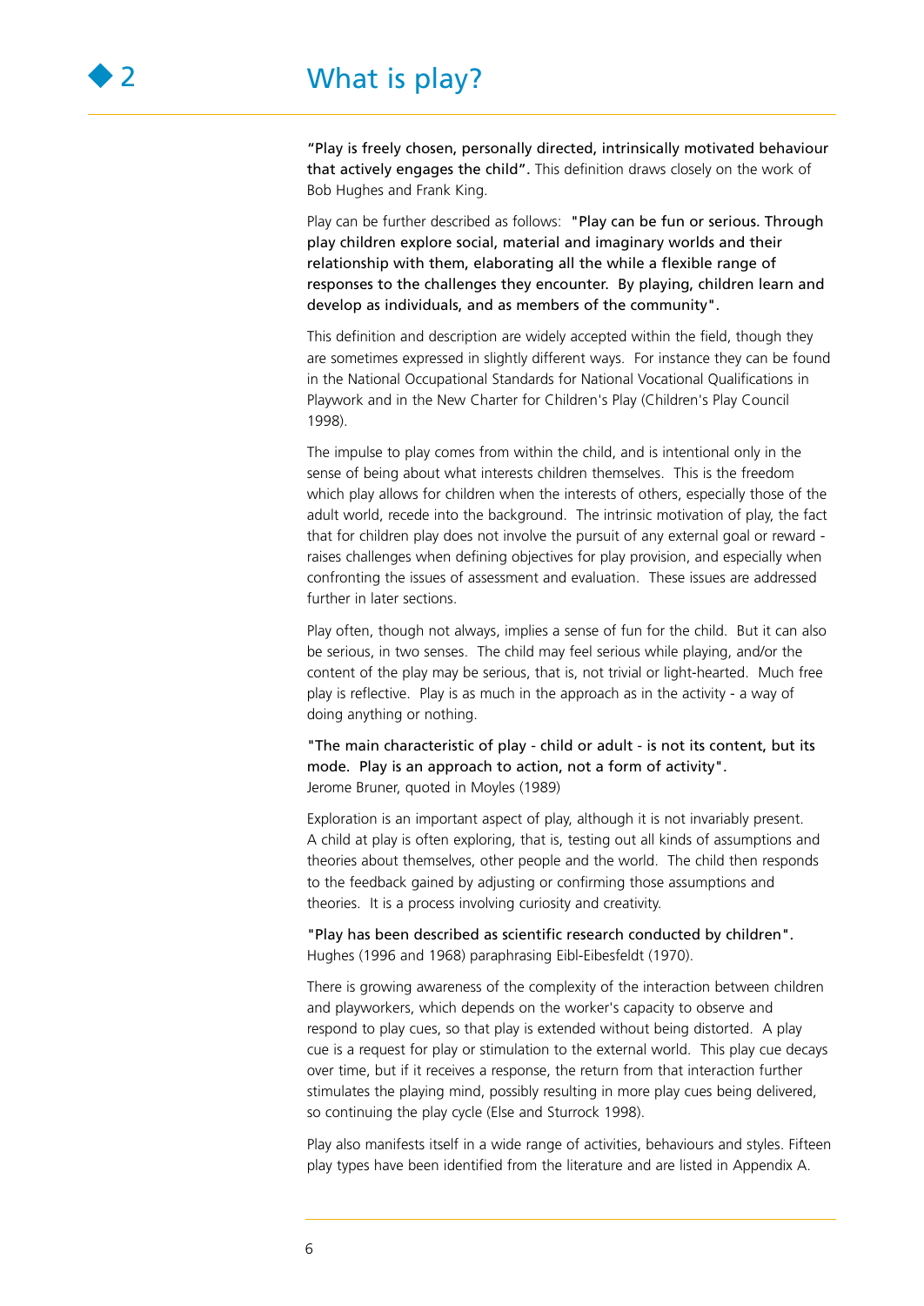# 2 What is play?

**"Play is freely chosen, personally directed, intrinsically motivated behaviour that actively engages the child".** This definition draws closely on the work of Bob Hughes and Frank King.

Play can be further described as follows: **"Play can be fun or serious. Through play children explore social, material and imaginary worlds and their relationship with them, elaborating all the while a flexible range of responses to the challenges they encounter. By playing, children learn and develop as individuals, and as members of the community".**

This definition and description are widely accepted within the field, though they are sometimes expressed in slightly different ways. For instance they can be found in the National Occupational Standards for National Vocational Qualifications in Playwork and in the New Charter for Children's Play (Children's Play Council 1998).

The impulse to play comes from within the child, and is intentional only in the sense of being about what interests children themselves. This is the freedom which play allows for children when the interests of others, especially those of the adult world, recede into the background. The intrinsic motivation of play, the fact that for children play does not involve the pursuit of any external goal or reward - raises challenges when defining objectives for play provision, and especially when confronting the issues of assessment and evaluation. These issues are addressed further in later sections.

Play often, though not always, implies a sense of fun for the child. But it can also be serious, in two senses. The child may feel serious while playing, and/or the content of the play may be serious, that is, not trivial or light-hearted. Much free play is reflective. Play is as much in the approach as in the activity - a way of doing anything or nothing.

**"The main characteristic of play - child or adult - is not its content, but its mode. Play is an approach to action, not a form of activity".**
Jerome Bruner, quoted in Moyles (1989)

Exploration is an important aspect of play, although it is not invariably present. A child at play is often exploring, that is, testing out all kinds of assumptions and theories about themselves, other people and the world. The child then responds to the feedback gained by adjusting or confirming those assumptions and theories. It is a process involving curiosity and creativity.

**"Play has been described as scientific research conducted by children".**
Hughes (1996 and 1968) paraphrasing Eibl-Eibesfeldt (1970).

There is growing awareness of the complexity of the interaction between children and playworkers, which depends on the worker's capacity to observe and respond to play cues, so that play is extended without being distorted. A play cue is a request for play or stimulation to the external world. This play cue decays over time, but if it receives a response, the return from that interaction further stimulates the playing mind, possibly resulting in more play cues being delivered, so continuing the play cycle (Else and Sturrock 1998).

Play also manifests itself in a wide range of activities, behaviours and styles. Fifteen play types have been identified from the literature and are listed in Appendix A.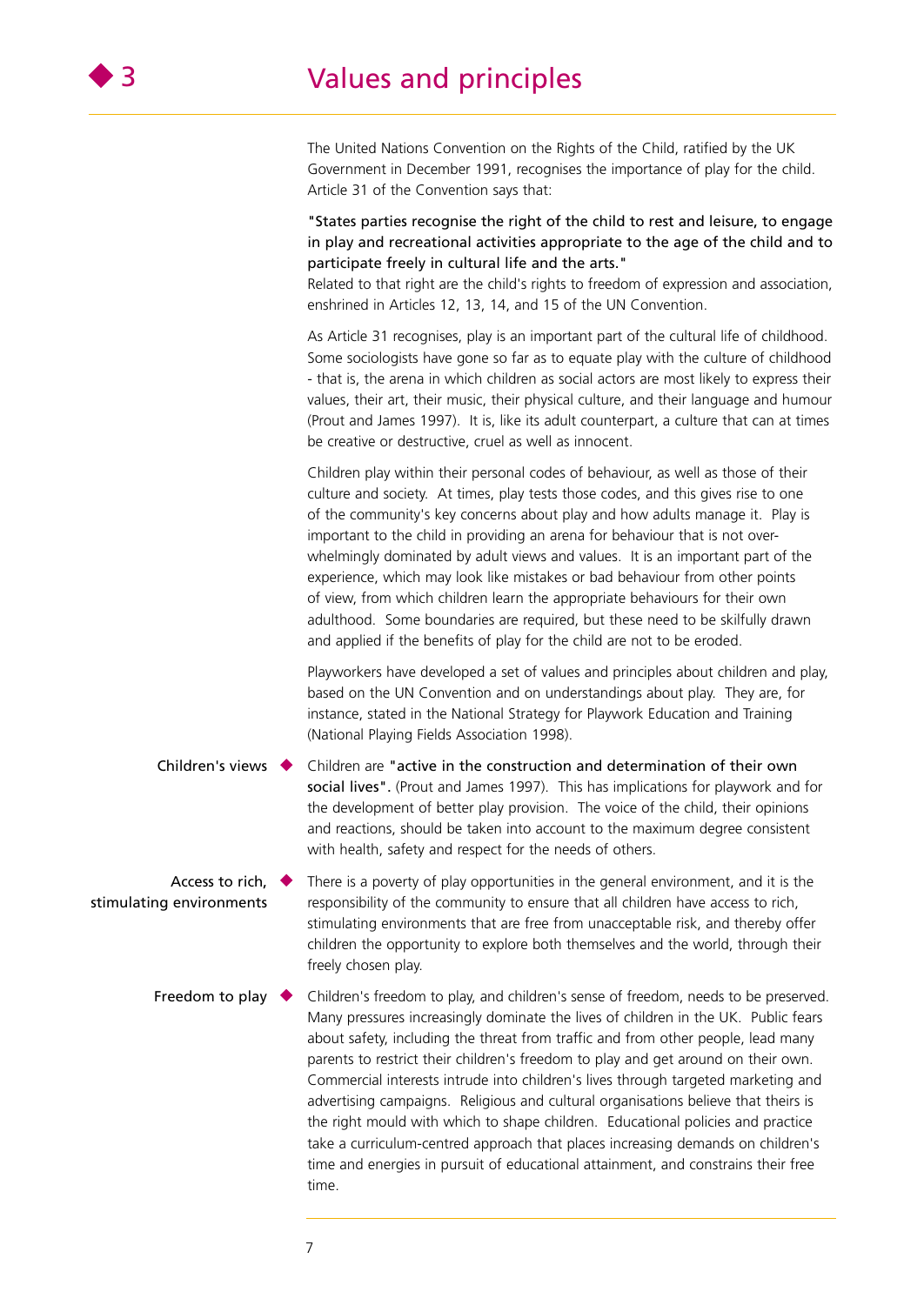# 3 Values and principles

The United Nations Convention on the Rights of the Child, ratified by the UK Government in December 1991, recognises the importance of play for the child. Article 31 of the Convention says that:

**"States parties recognise the right of the child to rest and leisure, to engage in play and recreational activities appropriate to the age of the child and to participate freely in cultural life and the arts."**
Related to that right are the child's rights to freedom of expression and association, enshrined in Articles 12, 13, 14, and 15 of the UN Convention.

As Article 31 recognises, play is an important part of the cultural life of childhood. Some sociologists have gone so far as to equate play with the culture of childhood - that is, the arena in which children as social actors are most likely to express their values, their art, their music, their physical culture, and their language and humour (Prout and James 1997). It is, like its adult counterpart, a culture that can at times be creative or destructive, cruel as well as innocent.

Children play within their personal codes of behaviour, as well as those of their culture and society. At times, play tests those codes, and this gives rise to one of the community's key concerns about play and how adults manage it. Play is important to the child in providing an arena for behaviour that is not over-whelmingly dominated by adult views and values. It is an important part of the experience, which may look like mistakes or bad behaviour from other points of view, from which children learn the appropriate behaviours for their own adulthood. Some boundaries are required, but these need to be skilfully drawn and applied if the benefits of play for the child are not to be eroded.

Playworkers have developed a set of values and principles about children and play, based on the UN Convention and on understandings about play. They are, for instance, stated in the National Strategy for Playwork Education and Training (National Playing Fields Association 1998).

**Children's views**

Children are **"active in the construction and determination of their own social lives".** (Prout and James 1997). This has implications for playwork and for the development of better play provision. The voice of the child, their opinions and reactions, should be taken into account to the maximum degree consistent with health, safety and respect for the needs of others.

**Access to rich, stimulating environments**

There is a poverty of play opportunities in the general environment, and it is the responsibility of the community to ensure that all children have access to rich, stimulating environments that are free from unacceptable risk, and thereby offer children the opportunity to explore both themselves and the world, through their freely chosen play.

**Freedom to play**

Children's freedom to play, and children's sense of freedom, needs to be preserved. Many pressures increasingly dominate the lives of children in the UK. Public fears about safety, including the threat from traffic and from other people, lead many parents to restrict their children's freedom to play and get around on their own. Commercial interests intrude into children's lives through targeted marketing and advertising campaigns. Religious and cultural organisations believe that theirs is the right mould with which to shape children. Educational policies and practice take a curriculum-centred approach that places increasing demands on children's time and energies in pursuit of educational attainment, and constrains their free time.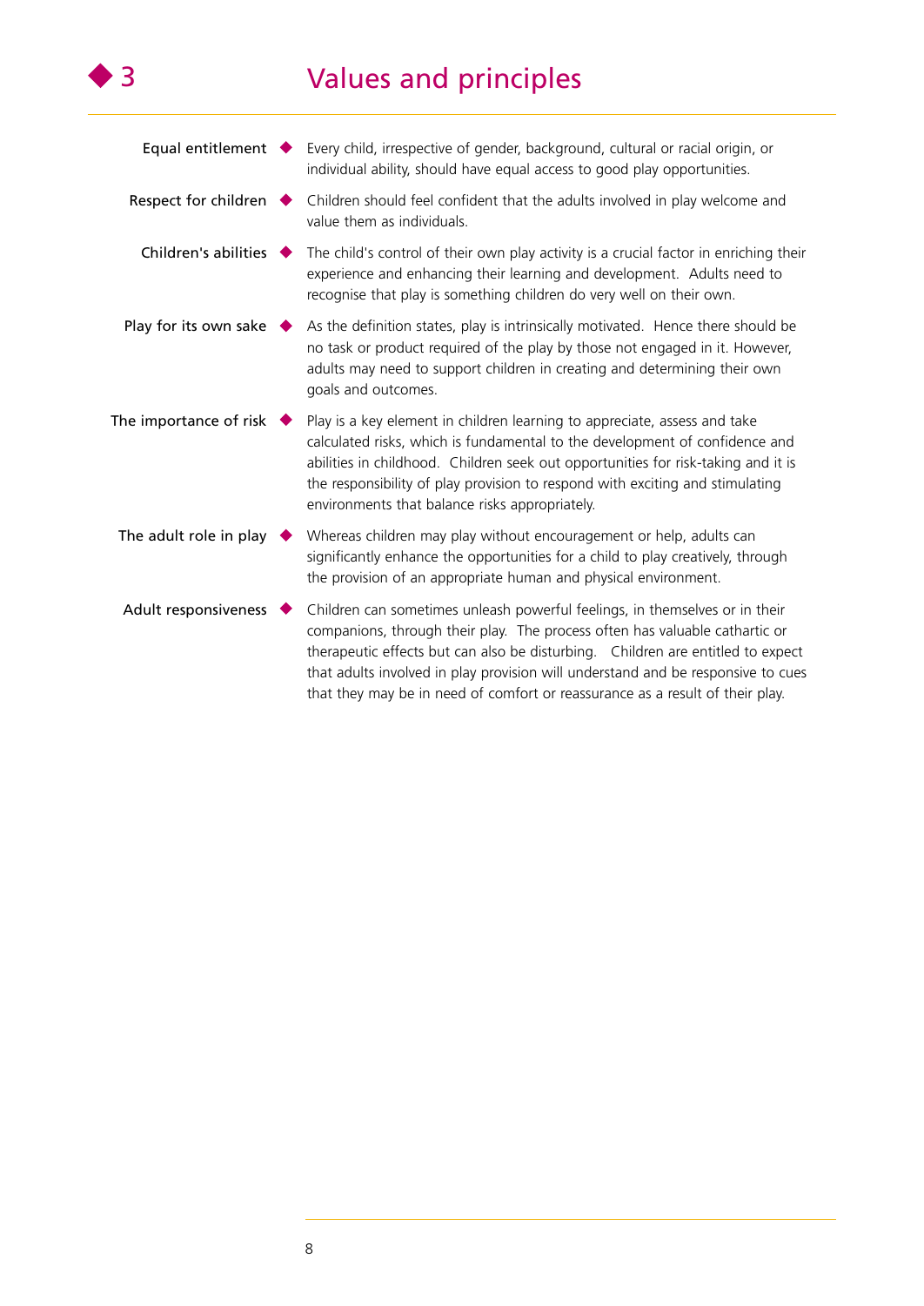# 3 Values and principles

**Equal entitlement** — Every child, irrespective of gender, background, cultural or racial origin, or individual ability, should have equal access to good play opportunities.

**Respect for children** — Children should feel confident that the adults involved in play welcome and value them as individuals.

**Children's abilities** — The child's control of their own play activity is a crucial factor in enriching their experience and enhancing their learning and development. Adults need to recognise that play is something children do very well on their own.

**Play for its own sake** — As the definition states, play is intrinsically motivated. Hence there should be no task or product required of the play by those not engaged in it. However, adults may need to support children in creating and determining their own goals and outcomes.

**The importance of risk** — Play is a key element in children learning to appreciate, assess and take calculated risks, which is fundamental to the development of confidence and abilities in childhood. Children seek out opportunities for risk-taking and it is the responsibility of play provision to respond with exciting and stimulating environments that balance risks appropriately.

**The adult role in play** — Whereas children may play without encouragement or help, adults can significantly enhance the opportunities for a child to play creatively, through the provision of an appropriate human and physical environment.

**Adult responsiveness** — Children can sometimes unleash powerful feelings, in themselves or in their companions, through their play. The process often has valuable cathartic or therapeutic effects but can also be disturbing. Children are entitled to expect that adults involved in play provision will understand and be responsive to cues that they may be in need of comfort or reassurance as a result of their play.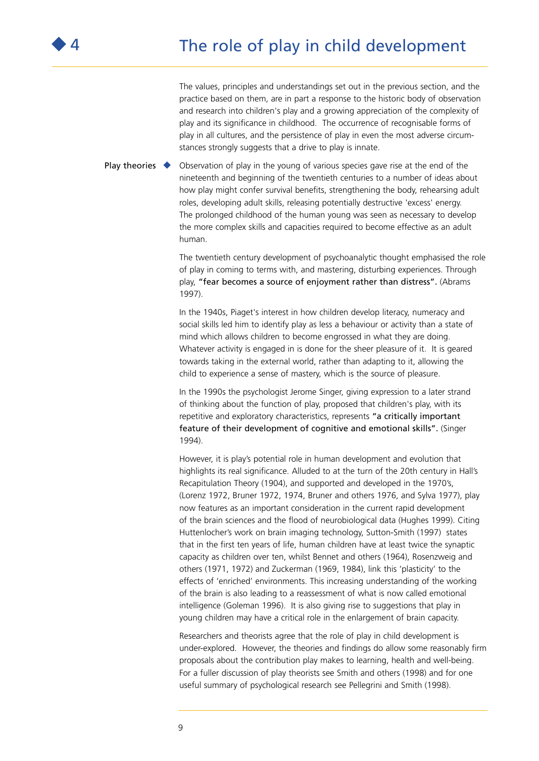# 4 The role of play in child development

The values, principles and understandings set out in the previous section, and the practice based on them, are in part a response to the historic body of observation and research into children's play and a growing appreciation of the complexity of play and its significance in childhood. The occurrence of recognisable forms of play in all cultures, and the persistence of play in even the most adverse circumstances strongly suggests that a drive to play is innate.

## Play theories

Observation of play in the young of various species gave rise at the end of the nineteenth and beginning of the twentieth centuries to a number of ideas about how play might confer survival benefits, strengthening the body, rehearsing adult roles, developing adult skills, releasing potentially destructive 'excess' energy. The prolonged childhood of the human young was seen as necessary to develop the more complex skills and capacities required to become effective as an adult human.

The twentieth century development of psychoanalytic thought emphasised the role of play in coming to terms with, and mastering, disturbing experiences. Through play, **"fear becomes a source of enjoyment rather than distress".** (Abrams 1997).

In the 1940s, Piaget's interest in how children develop literacy, numeracy and social skills led him to identify play as less a behaviour or activity than a state of mind which allows children to become engrossed in what they are doing. Whatever activity is engaged in is done for the sheer pleasure of it. It is geared towards taking in the external world, rather than adapting to it, allowing the child to experience a sense of mastery, which is the source of pleasure.

In the 1990s the psychologist Jerome Singer, giving expression to a later strand of thinking about the function of play, proposed that children's play, with its repetitive and exploratory characteristics, represents **"a critically important feature of their development of cognitive and emotional skills".** (Singer 1994).

However, it is play's potential role in human development and evolution that highlights its real significance. Alluded to at the turn of the 20th century in Hall's Recapitulation Theory (1904), and supported and developed in the 1970's, (Lorenz 1972, Bruner 1972, 1974, Bruner and others 1976, and Sylva 1977), play now features as an important consideration in the current rapid development of the brain sciences and the flood of neurobiological data (Hughes 1999). Citing Huttenlocher's work on brain imaging technology, Sutton-Smith (1997) states that in the first ten years of life, human children have at least twice the synaptic capacity as children over ten, whilst Bennet and others (1964), Rosenzweig and others (1971, 1972) and Zuckerman (1969, 1984), link this 'plasticity' to the effects of 'enriched' environments. This increasing understanding of the working of the brain is also leading to a reassessment of what is now called emotional intelligence (Goleman 1996). It is also giving rise to suggestions that play in young children may have a critical role in the enlargement of brain capacity.

Researchers and theorists agree that the role of play in child development is under-explored. However, the theories and findings do allow some reasonably firm proposals about the contribution play makes to learning, health and well-being. For a fuller discussion of play theorists see Smith and others (1998) and for one useful summary of psychological research see Pellegrini and Smith (1998).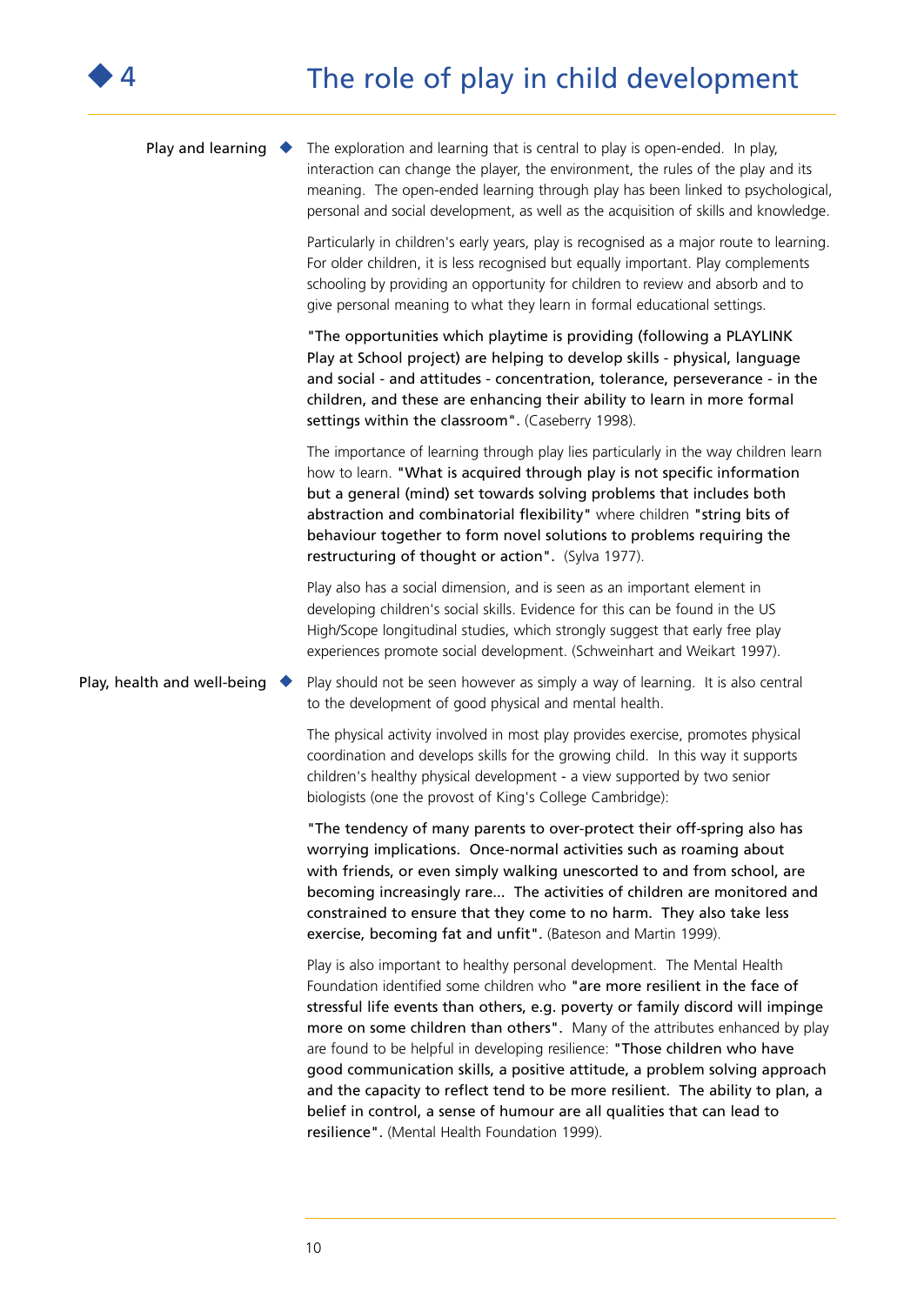# 4 The role of play in child development

## Play and learning

The exploration and learning that is central to play is open-ended. In play, interaction can change the player, the environment, the rules of the play and its meaning. The open-ended learning through play has been linked to psychological, personal and social development, as well as the acquisition of skills and knowledge.

Particularly in children's early years, play is recognised as a major route to learning. For older children, it is less recognised but equally important. Play complements schooling by providing an opportunity for children to review and absorb and to give personal meaning to what they learn in formal educational settings.

**"The opportunities which playtime is providing (following a PLAYLINK Play at School project) are helping to develop skills - physical, language and social - and attitudes - concentration, tolerance, perseverance - in the children, and these are enhancing their ability to learn in more formal settings within the classroom".** (Caseberry 1998).

The importance of learning through play lies particularly in the way children learn how to learn. **"What is acquired through play is not specific information but a general (mind) set towards solving problems that includes both abstraction and combinatorial flexibility"** where children **"string bits of behaviour together to form novel solutions to problems requiring the restructuring of thought or action".** (Sylva 1977).

Play also has a social dimension, and is seen as an important element in developing children's social skills. Evidence for this can be found in the US High/Scope longitudinal studies, which strongly suggest that early free play experiences promote social development. (Schweinhart and Weikart 1997).

## Play, health and well-being

Play should not be seen however as simply a way of learning. It is also central to the development of good physical and mental health.

The physical activity involved in most play provides exercise, promotes physical coordination and develops skills for the growing child. In this way it supports children's healthy physical development - a view supported by two senior biologists (one the provost of King's College Cambridge):

**"The tendency of many parents to over-protect their off-spring also has worrying implications. Once-normal activities such as roaming about with friends, or even simply walking unescorted to and from school, are becoming increasingly rare... The activities of children are monitored and constrained to ensure that they come to no harm. They also take less exercise, becoming fat and unfit".** (Bateson and Martin 1999).

Play is also important to healthy personal development. The Mental Health Foundation identified some children who **"are more resilient in the face of stressful life events than others, e.g. poverty or family discord will impinge more on some children than others".** Many of the attributes enhanced by play are found to be helpful in developing resilience: **"Those children who have good communication skills, a positive attitude, a problem solving approach and the capacity to reflect tend to be more resilient. The ability to plan, a belief in control, a sense of humour are all qualities that can lead to resilience".** (Mental Health Foundation 1999).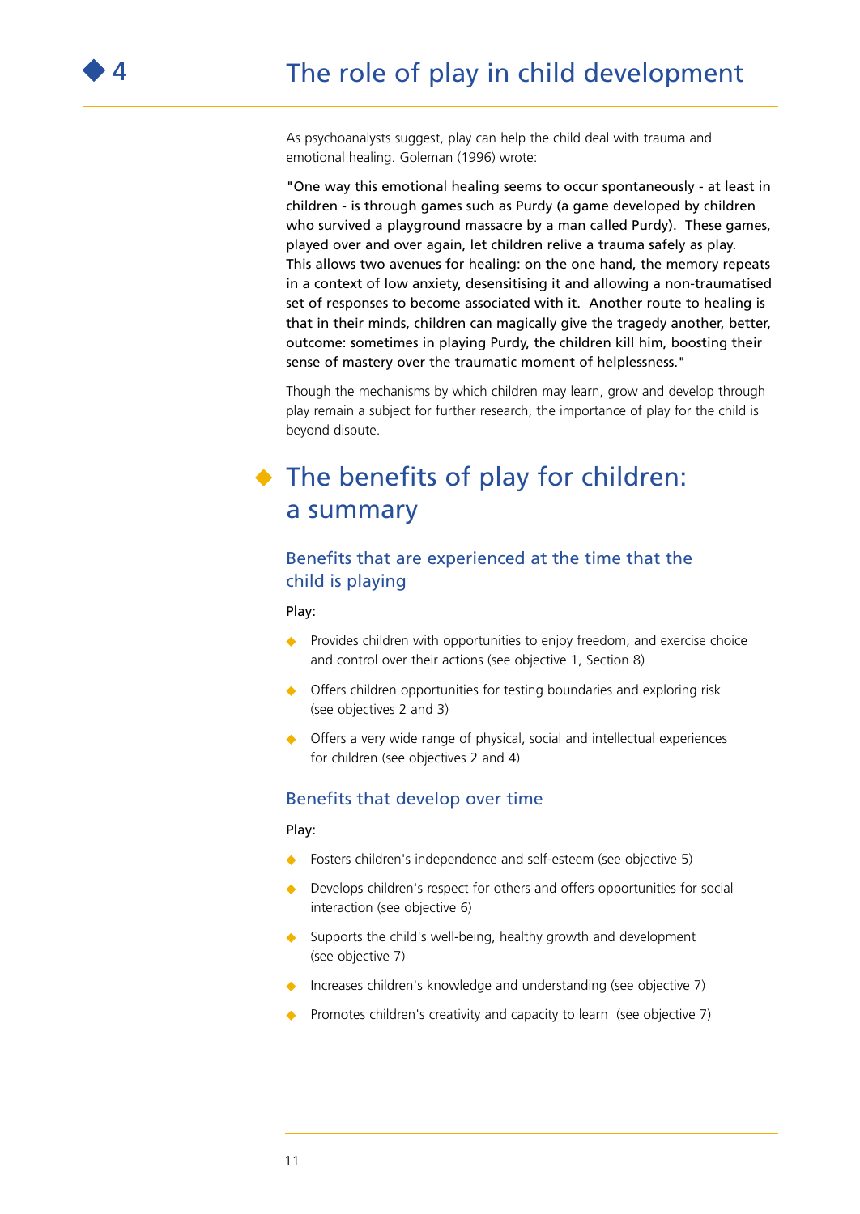As psychoanalysts suggest, play can help the child deal with trauma and emotional healing. Goleman (1996) wrote:

"One way this emotional healing seems to occur spontaneously - at least in children - is through games such as Purdy (a game developed by children who survived a playground massacre by a man called Purdy). These games, played over and over again, let children relive a trauma safely as play. This allows two avenues for healing: on the one hand, the memory repeats in a context of low anxiety, desensitising it and allowing a non-traumatised set of responses to become associated with it. Another route to healing is that in their minds, children can magically give the tragedy another, better, outcome: sometimes in playing Purdy, the children kill him, boosting their sense of mastery over the traumatic moment of helplessness."

Though the mechanisms by which children may learn, grow and develop through play remain a subject for further research, the importance of play for the child is beyond dispute.

## The benefits of play for children: a summary

### Benefits that are experienced at the time that the child is playing

Play:

- Provides children with opportunities to enjoy freedom, and exercise choice and control over their actions (see objective 1, Section 8)
- Offers children opportunities for testing boundaries and exploring risk (see objectives 2 and 3)
- Offers a very wide range of physical, social and intellectual experiences for children (see objectives 2 and 4)

### Benefits that develop over time

Play:

- Fosters children's independence and self-esteem (see objective 5)
- Develops children's respect for others and offers opportunities for social interaction (see objective 6)
- Supports the child's well-being, healthy growth and development (see objective 7)
- Increases children's knowledge and understanding (see objective 7)
- Promotes children's creativity and capacity to learn (see objective 7)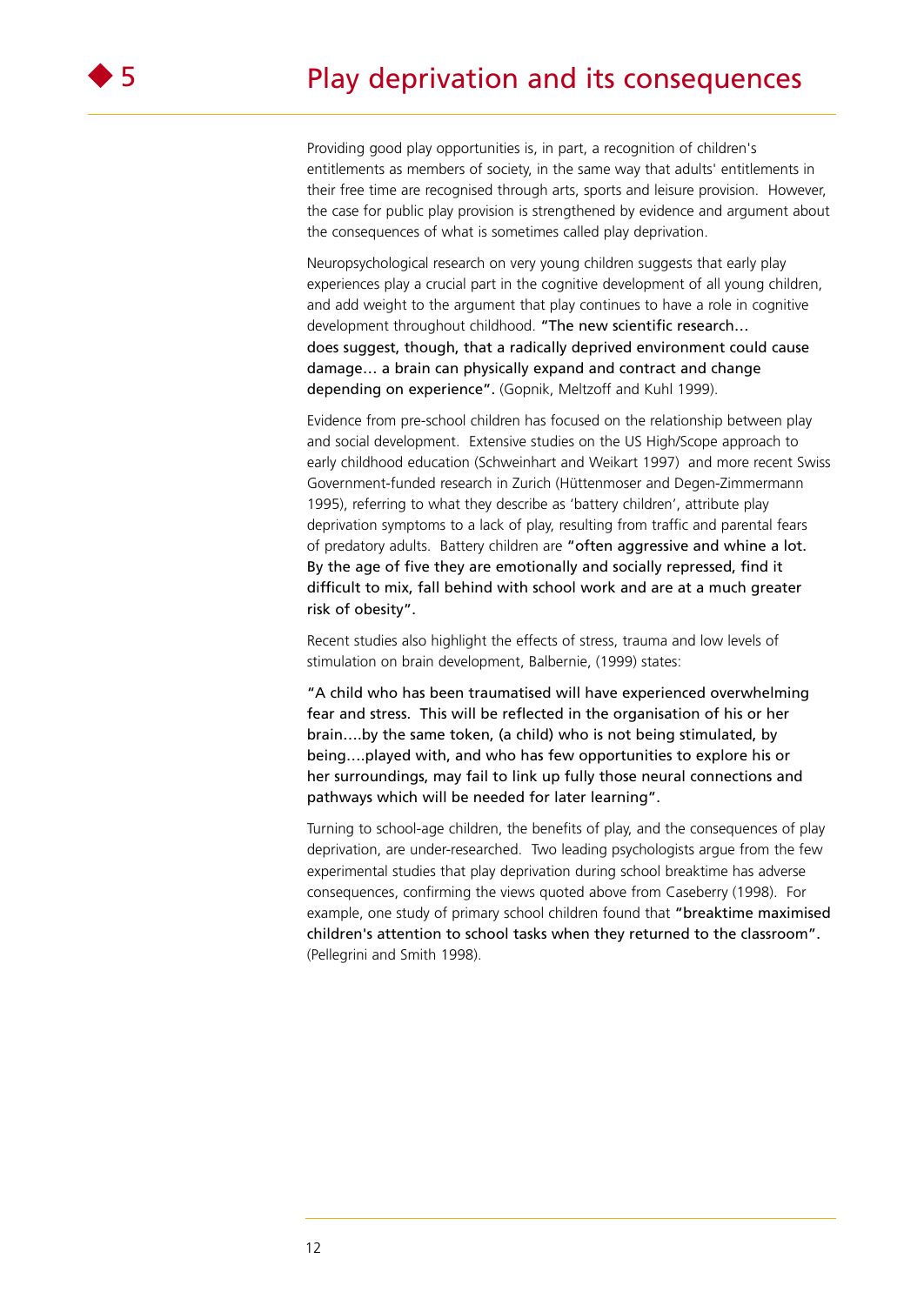# 5 Play deprivation and its consequences

Providing good play opportunities is, in part, a recognition of children's entitlements as members of society, in the same way that adults' entitlements in their free time are recognised through arts, sports and leisure provision. However, the case for public play provision is strengthened by evidence and argument about the consequences of what is sometimes called play deprivation.

Neuropsychological research on very young children suggests that early play experiences play a crucial part in the cognitive development of all young children, and add weight to the argument that play continues to have a role in cognitive development throughout childhood. "The new scientific research… does suggest, though, that a radically deprived environment could cause damage… a brain can physically expand and contract and change depending on experience". (Gopnik, Meltzoff and Kuhl 1999).

Evidence from pre-school children has focused on the relationship between play and social development. Extensive studies on the US High/Scope approach to early childhood education (Schweinhart and Weikart 1997) and more recent Swiss Government-funded research in Zurich (Hüttenmoser and Degen-Zimmermann 1995), referring to what they describe as 'battery children', attribute play deprivation symptoms to a lack of play, resulting from traffic and parental fears of predatory adults. Battery children are "often aggressive and whine a lot. By the age of five they are emotionally and socially repressed, find it difficult to mix, fall behind with school work and are at a much greater risk of obesity".

Recent studies also highlight the effects of stress, trauma and low levels of stimulation on brain development, Balbernie, (1999) states:

"A child who has been traumatised will have experienced overwhelming fear and stress. This will be reflected in the organisation of his or her brain….by the same token, (a child) who is not being stimulated, by being….played with, and who has few opportunities to explore his or her surroundings, may fail to link up fully those neural connections and pathways which will be needed for later learning".

Turning to school-age children, the benefits of play, and the consequences of play deprivation, are under-researched. Two leading psychologists argue from the few experimental studies that play deprivation during school breaktime has adverse consequences, confirming the views quoted above from Caseberry (1998). For example, one study of primary school children found that "breaktime maximised children's attention to school tasks when they returned to the classroom". (Pellegrini and Smith 1998).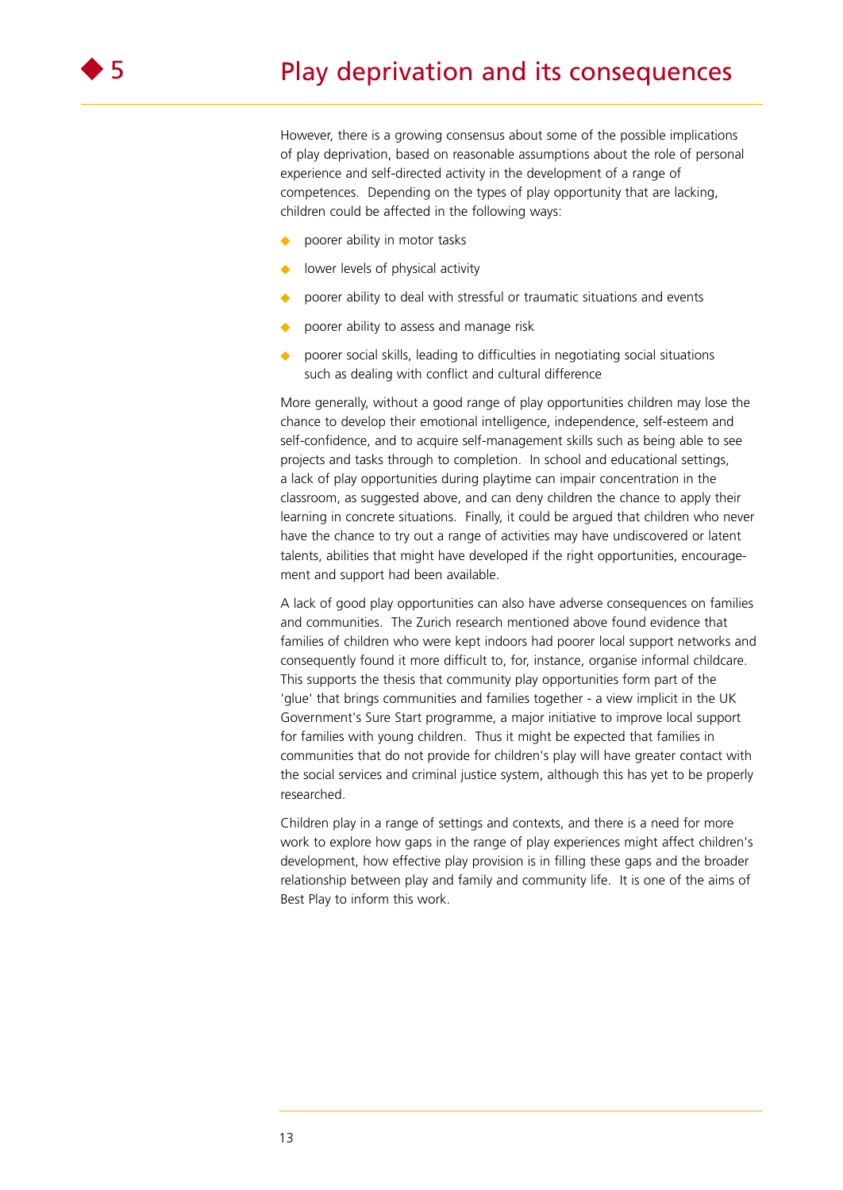However, there is a growing consensus about some of the possible implications of play deprivation, based on reasonable assumptions about the role of personal experience and self-directed activity in the development of a range of competences. Depending on the types of play opportunity that are lacking, children could be affected in the following ways:

- poorer ability in motor tasks
- lower levels of physical activity
- poorer ability to deal with stressful or traumatic situations and events
- poorer ability to assess and manage risk
- poorer social skills, leading to difficulties in negotiating social situations such as dealing with conflict and cultural difference

More generally, without a good range of play opportunities children may lose the chance to develop their emotional intelligence, independence, self-esteem and self-confidence, and to acquire self-management skills such as being able to see projects and tasks through to completion. In school and educational settings, a lack of play opportunities during playtime can impair concentration in the classroom, as suggested above, and can deny children the chance to apply their learning in concrete situations. Finally, it could be argued that children who never have the chance to try out a range of activities may have undiscovered or latent talents, abilities that might have developed if the right opportunities, encouragement and support had been available.

A lack of good play opportunities can also have adverse consequences on families and communities. The Zurich research mentioned above found evidence that families of children who were kept indoors had poorer local support networks and consequently found it more difficult to, for, instance, organise informal childcare. This supports the thesis that community play opportunities form part of the 'glue' that brings communities and families together - a view implicit in the UK Government's Sure Start programme, a major initiative to improve local support for families with young children. Thus it might be expected that families in communities that do not provide for children's play will have greater contact with the social services and criminal justice system, although this has yet to be properly researched.

Children play in a range of settings and contexts, and there is a need for more work to explore how gaps in the range of play experiences might affect children's development, how effective play provision is in filling these gaps and the broader relationship between play and family and community life. It is one of the aims of Best Play to inform this work.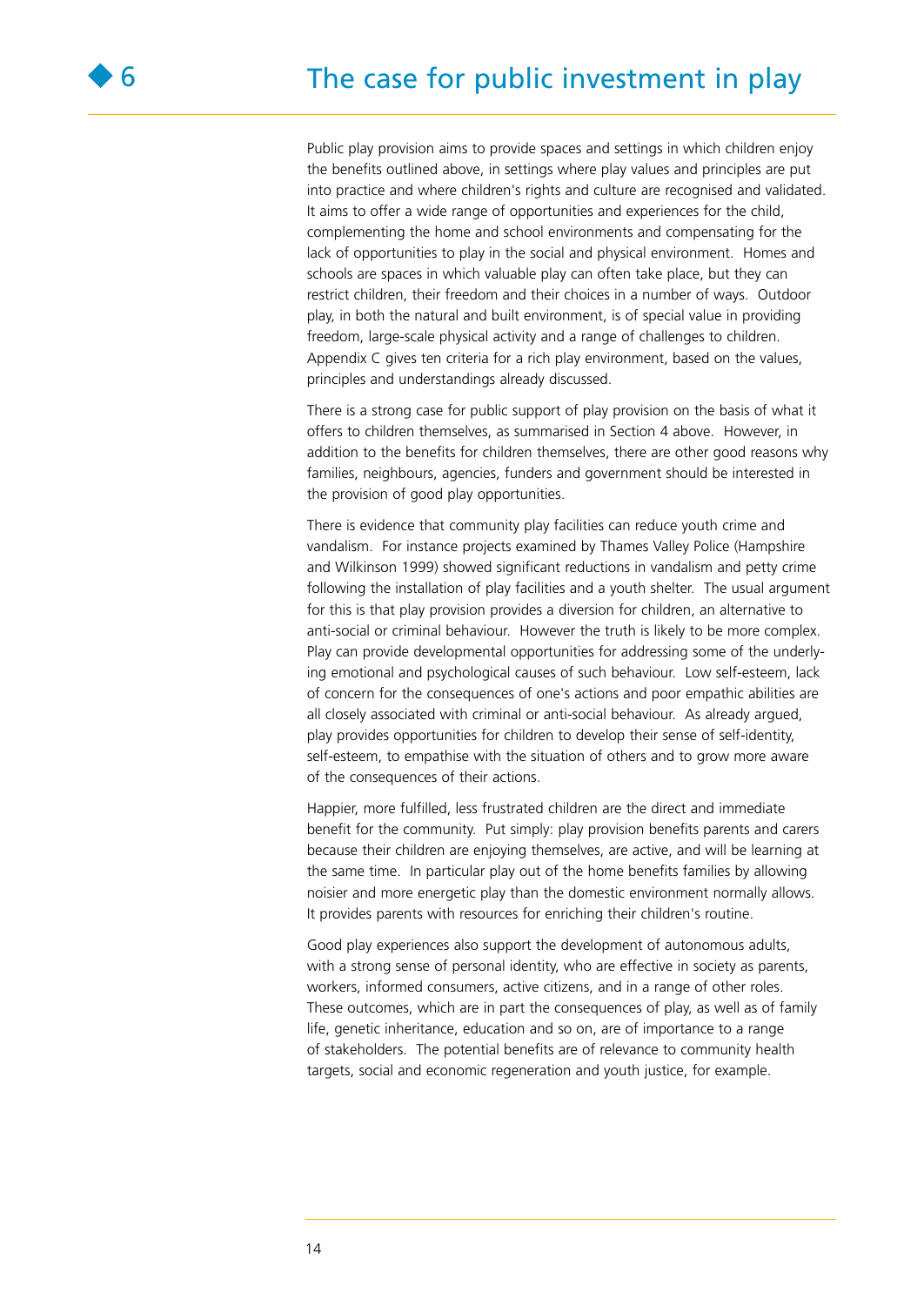# 6 The case for public investment in play

Public play provision aims to provide spaces and settings in which children enjoy the benefits outlined above, in settings where play values and principles are put into practice and where children's rights and culture are recognised and validated. It aims to offer a wide range of opportunities and experiences for the child, complementing the home and school environments and compensating for the lack of opportunities to play in the social and physical environment. Homes and schools are spaces in which valuable play can often take place, but they can restrict children, their freedom and their choices in a number of ways. Outdoor play, in both the natural and built environment, is of special value in providing freedom, large-scale physical activity and a range of challenges to children. Appendix C gives ten criteria for a rich play environment, based on the values, principles and understandings already discussed.

There is a strong case for public support of play provision on the basis of what it offers to children themselves, as summarised in Section 4 above. However, in addition to the benefits for children themselves, there are other good reasons why families, neighbours, agencies, funders and government should be interested in the provision of good play opportunities.

There is evidence that community play facilities can reduce youth crime and vandalism. For instance projects examined by Thames Valley Police (Hampshire and Wilkinson 1999) showed significant reductions in vandalism and petty crime following the installation of play facilities and a youth shelter. The usual argument for this is that play provision provides a diversion for children, an alternative to anti-social or criminal behaviour. However the truth is likely to be more complex. Play can provide developmental opportunities for addressing some of the underlying emotional and psychological causes of such behaviour. Low self-esteem, lack of concern for the consequences of one's actions and poor empathic abilities are all closely associated with criminal or anti-social behaviour. As already argued, play provides opportunities for children to develop their sense of self-identity, self-esteem, to empathise with the situation of others and to grow more aware of the consequences of their actions.

Happier, more fulfilled, less frustrated children are the direct and immediate benefit for the community. Put simply: play provision benefits parents and carers because their children are enjoying themselves, are active, and will be learning at the same time. In particular play out of the home benefits families by allowing noisier and more energetic play than the domestic environment normally allows. It provides parents with resources for enriching their children's routine.

Good play experiences also support the development of autonomous adults, with a strong sense of personal identity, who are effective in society as parents, workers, informed consumers, active citizens, and in a range of other roles. These outcomes, which are in part the consequences of play, as well as of family life, genetic inheritance, education and so on, are of importance to a range of stakeholders. The potential benefits are of relevance to community health targets, social and economic regeneration and youth justice, for example.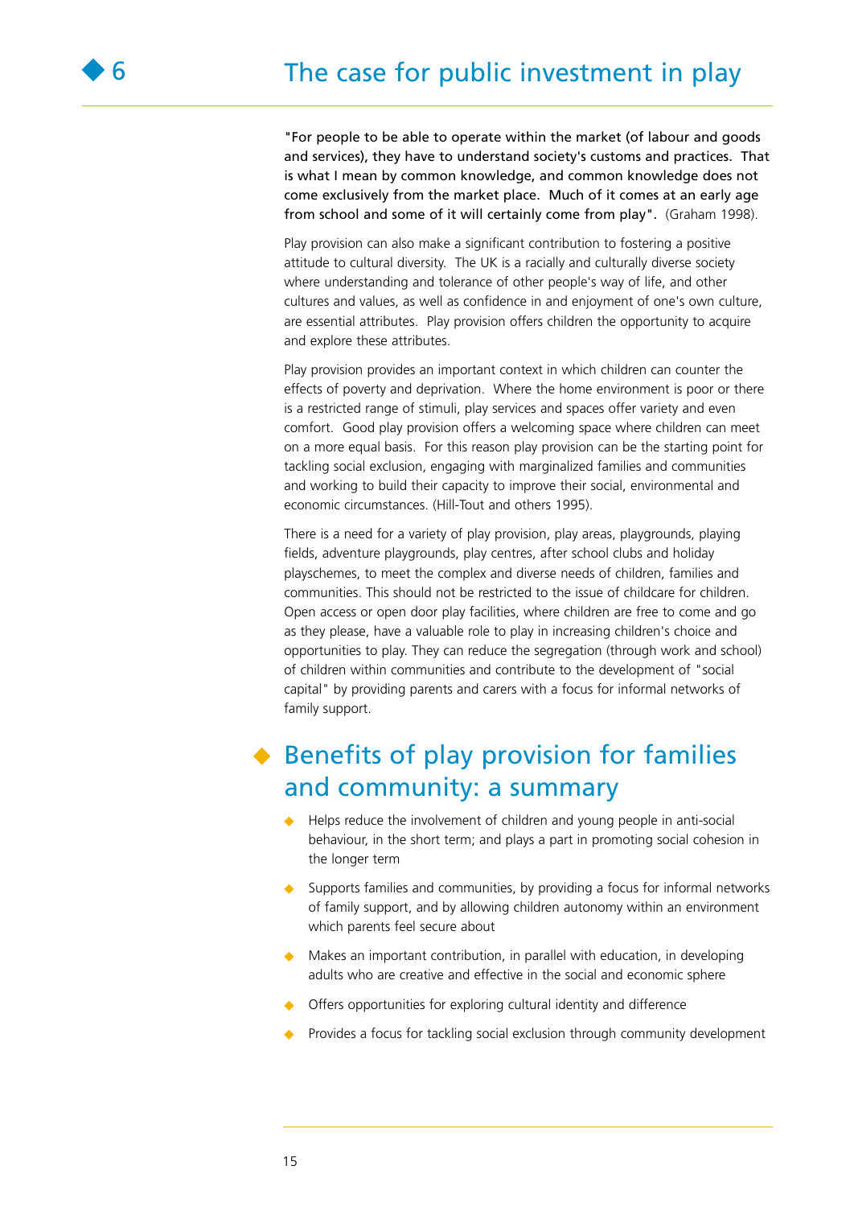# 6 The case for public investment in play

"For people to be able to operate within the market (of labour and goods and services), they have to understand society's customs and practices. That is what I mean by common knowledge, and common knowledge does not come exclusively from the market place. Much of it comes at an early age from school and some of it will certainly come from play". (Graham 1998).

Play provision can also make a significant contribution to fostering a positive attitude to cultural diversity. The UK is a racially and culturally diverse society where understanding and tolerance of other people's way of life, and other cultures and values, as well as confidence in and enjoyment of one's own culture, are essential attributes. Play provision offers children the opportunity to acquire and explore these attributes.

Play provision provides an important context in which children can counter the effects of poverty and deprivation. Where the home environment is poor or there is a restricted range of stimuli, play services and spaces offer variety and even comfort. Good play provision offers a welcoming space where children can meet on a more equal basis. For this reason play provision can be the starting point for tackling social exclusion, engaging with marginalized families and communities and working to build their capacity to improve their social, environmental and economic circumstances. (Hill-Tout and others 1995).

There is a need for a variety of play provision, play areas, playgrounds, playing fields, adventure playgrounds, play centres, after school clubs and holiday playschemes, to meet the complex and diverse needs of children, families and communities. This should not be restricted to the issue of childcare for children. Open access or open door play facilities, where children are free to come and go as they please, have a valuable role to play in increasing children's choice and opportunities to play. They can reduce the segregation (through work and school) of children within communities and contribute to the development of "social capital" by providing parents and carers with a focus for informal networks of family support.

## Benefits of play provision for families and community: a summary

- Helps reduce the involvement of children and young people in anti-social behaviour, in the short term; and plays a part in promoting social cohesion in the longer term
- Supports families and communities, by providing a focus for informal networks of family support, and by allowing children autonomy within an environment which parents feel secure about
- Makes an important contribution, in parallel with education, in developing adults who are creative and effective in the social and economic sphere
- Offers opportunities for exploring cultural identity and difference
- Provides a focus for tackling social exclusion through community development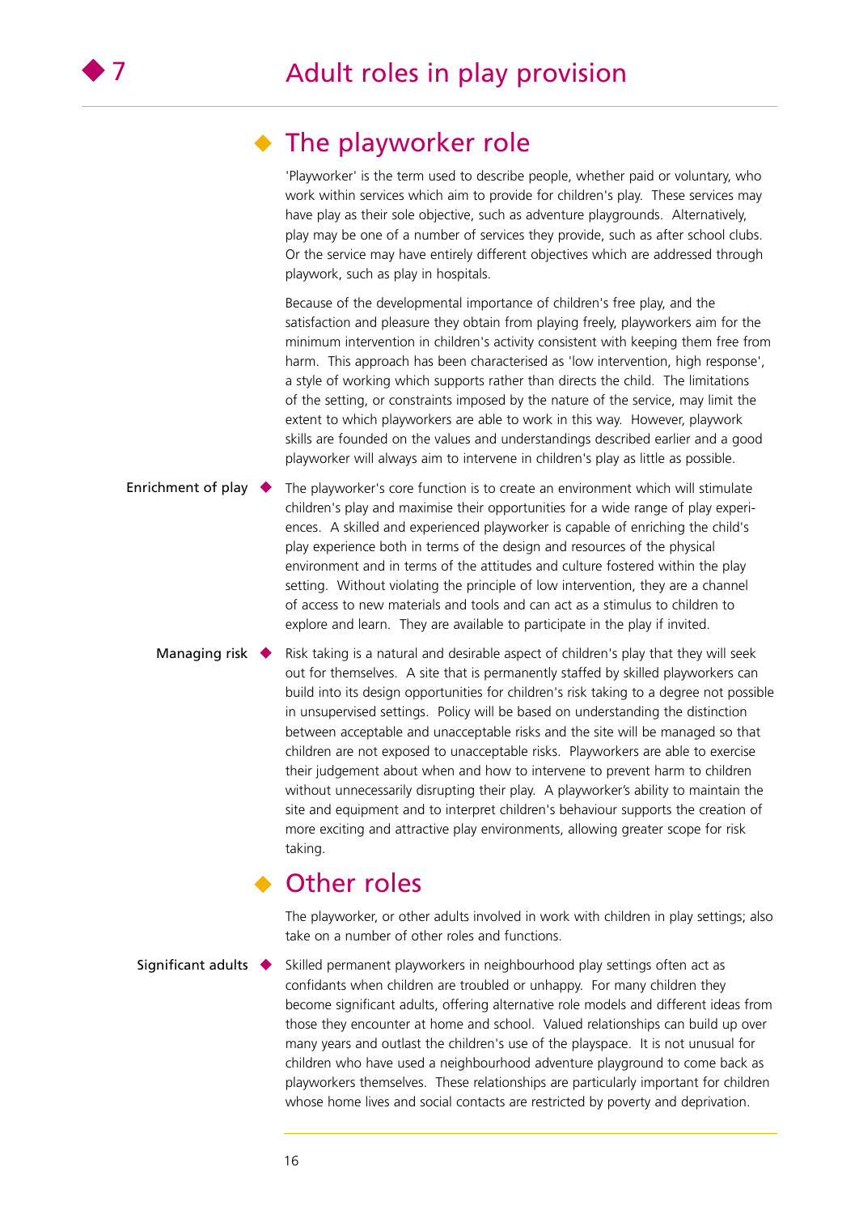# 7 Adult roles in play provision

## The playworker role

'Playworker' is the term used to describe people, whether paid or voluntary, who work within services which aim to provide for children's play. These services may have play as their sole objective, such as adventure playgrounds. Alternatively, play may be one of a number of services they provide, such as after school clubs. Or the service may have entirely different objectives which are addressed through playwork, such as play in hospitals.

Because of the developmental importance of children's free play, and the satisfaction and pleasure they obtain from playing freely, playworkers aim for the minimum intervention in children's activity consistent with keeping them free from harm. This approach has been characterised as 'low intervention, high response', a style of working which supports rather than directs the child. The limitations of the setting, or constraints imposed by the nature of the service, may limit the extent to which playworkers are able to work in this way. However, playwork skills are founded on the values and understandings described earlier and a good playworker will always aim to intervene in children's play as little as possible.

**Enrichment of play**

The playworker's core function is to create an environment which will stimulate children's play and maximise their opportunities for a wide range of play experiences. A skilled and experienced playworker is capable of enriching the child's play experience both in terms of the design and resources of the physical environment and in terms of the attitudes and culture fostered within the play setting. Without violating the principle of low intervention, they are a channel of access to new materials and tools and can act as a stimulus to children to explore and learn. They are available to participate in the play if invited.

**Managing risk**

Risk taking is a natural and desirable aspect of children's play that they will seek out for themselves. A site that is permanently staffed by skilled playworkers can build into its design opportunities for children's risk taking to a degree not possible in unsupervised settings. Policy will be based on understanding the distinction between acceptable and unacceptable risks and the site will be managed so that children are not exposed to unacceptable risks. Playworkers are able to exercise their judgement about when and how to intervene to prevent harm to children without unnecessarily disrupting their play. A playworker's ability to maintain the site and equipment and to interpret children's behaviour supports the creation of more exciting and attractive play environments, allowing greater scope for risk taking.

## Other roles

The playworker, or other adults involved in work with children in play settings; also take on a number of other roles and functions.

**Significant adults**

Skilled permanent playworkers in neighbourhood play settings often act as confidants when children are troubled or unhappy. For many children they become significant adults, offering alternative role models and different ideas from those they encounter at home and school. Valued relationships can build up over many years and outlast the children's use of the playspace. It is not unusual for children who have used a neighbourhood adventure playground to come back as playworkers themselves. These relationships are particularly important for children whose home lives and social contacts are restricted by poverty and deprivation.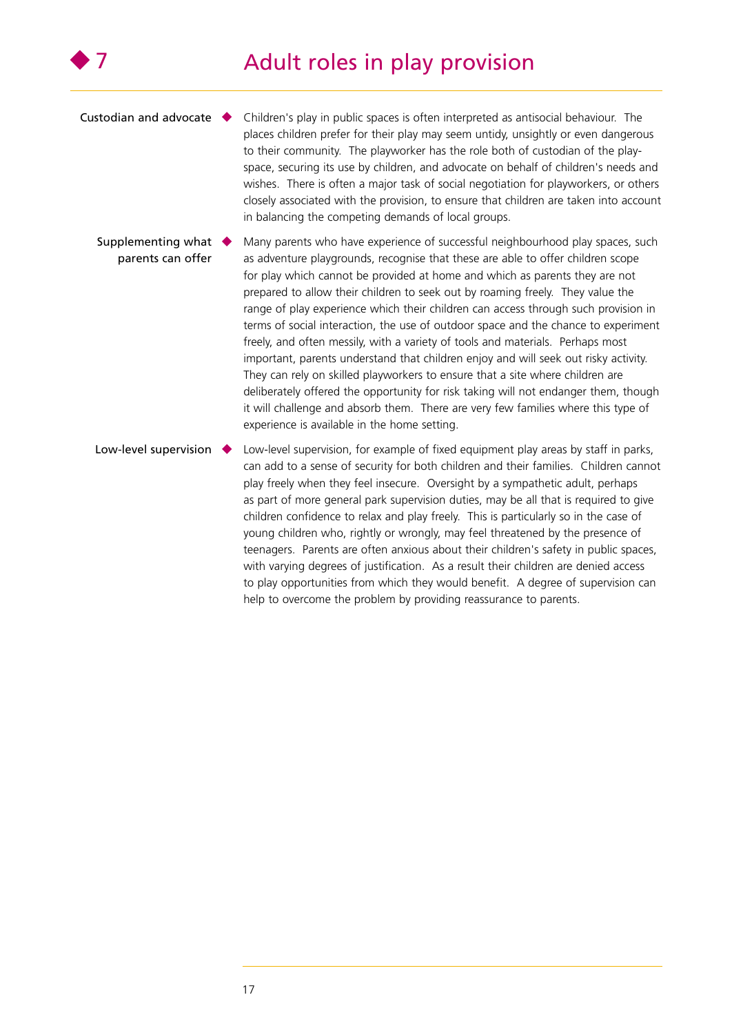# 7 Adult roles in play provision

**Custodian and advocate**

Children's play in public spaces is often interpreted as antisocial behaviour. The places children prefer for their play may seem untidy, unsightly or even dangerous to their community. The playworker has the role both of custodian of the play-space, securing its use by children, and advocate on behalf of children's needs and wishes. There is often a major task of social negotiation for playworkers, or others closely associated with the provision, to ensure that children are taken into account in balancing the competing demands of local groups.

**Supplementing what parents can offer**

Many parents who have experience of successful neighbourhood play spaces, such as adventure playgrounds, recognise that these are able to offer children scope for play which cannot be provided at home and which as parents they are not prepared to allow their children to seek out by roaming freely. They value the range of play experience which their children can access through such provision in terms of social interaction, the use of outdoor space and the chance to experiment freely, and often messily, with a variety of tools and materials. Perhaps most important, parents understand that children enjoy and will seek out risky activity. They can rely on skilled playworkers to ensure that a site where children are deliberately offered the opportunity for risk taking will not endanger them, though it will challenge and absorb them. There are very few families where this type of experience is available in the home setting.

**Low-level supervision**

Low-level supervision, for example of fixed equipment play areas by staff in parks, can add to a sense of security for both children and their families. Children cannot play freely when they feel insecure. Oversight by a sympathetic adult, perhaps as part of more general park supervision duties, may be all that is required to give children confidence to relax and play freely. This is particularly so in the case of young children who, rightly or wrongly, may feel threatened by the presence of teenagers. Parents are often anxious about their children's safety in public spaces, with varying degrees of justification. As a result their children are denied access to play opportunities from which they would benefit. A degree of supervision can help to overcome the problem by providing reassurance to parents.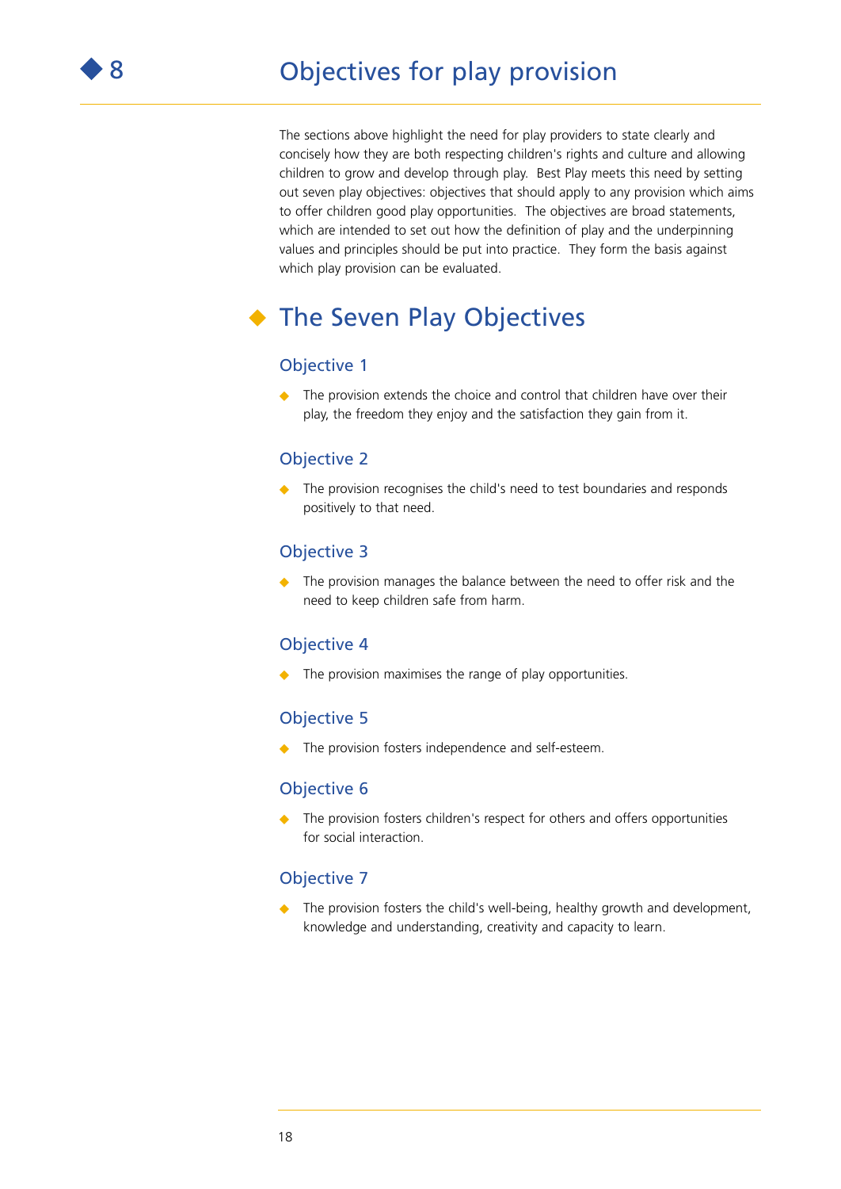# 8 Objectives for play provision

The sections above highlight the need for play providers to state clearly and concisely how they are both respecting children's rights and culture and allowing children to grow and develop through play. Best Play meets this need by setting out seven play objectives: objectives that should apply to any provision which aims to offer children good play opportunities. The objectives are broad statements, which are intended to set out how the definition of play and the underpinning values and principles should be put into practice. They form the basis against which play provision can be evaluated.

## The Seven Play Objectives

### Objective 1

- The provision extends the choice and control that children have over their play, the freedom they enjoy and the satisfaction they gain from it.

### Objective 2

- The provision recognises the child's need to test boundaries and responds positively to that need.

### Objective 3

- The provision manages the balance between the need to offer risk and the need to keep children safe from harm.

### Objective 4

- The provision maximises the range of play opportunities.

### Objective 5

- The provision fosters independence and self-esteem.

### Objective 6

- The provision fosters children's respect for others and offers opportunities for social interaction.

### Objective 7

- The provision fosters the child's well-being, healthy growth and development, knowledge and understanding, creativity and capacity to learn.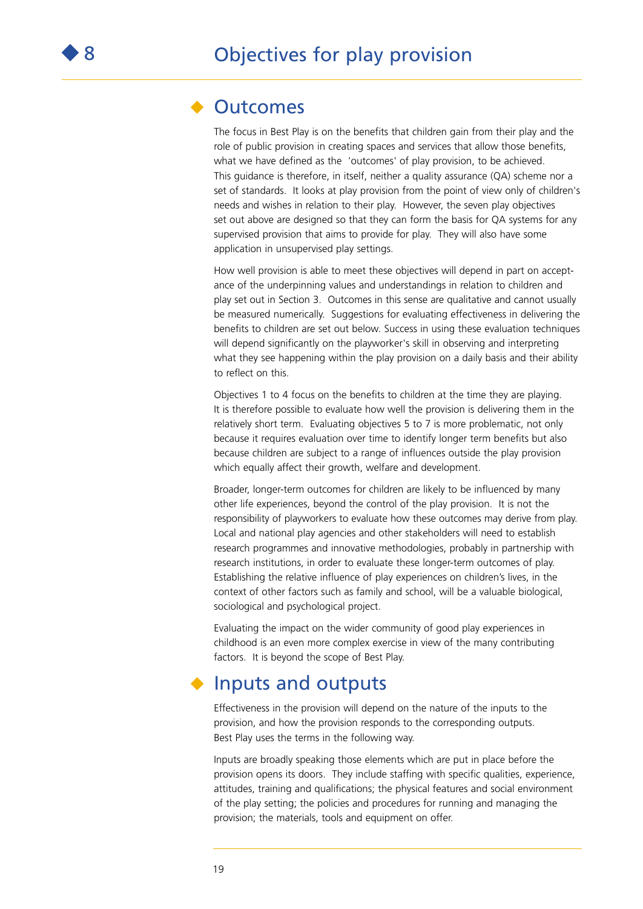# 8 Objectives for play provision

## Outcomes

The focus in Best Play is on the benefits that children gain from their play and the role of public provision in creating spaces and services that allow those benefits, what we have defined as the 'outcomes' of play provision, to be achieved. This guidance is therefore, in itself, neither a quality assurance (QA) scheme nor a set of standards. It looks at play provision from the point of view only of children's needs and wishes in relation to their play. However, the seven play objectives set out above are designed so that they can form the basis for QA systems for any supervised provision that aims to provide for play. They will also have some application in unsupervised play settings.

How well provision is able to meet these objectives will depend in part on acceptance of the underpinning values and understandings in relation to children and play set out in Section 3. Outcomes in this sense are qualitative and cannot usually be measured numerically. Suggestions for evaluating effectiveness in delivering the benefits to children are set out below. Success in using these evaluation techniques will depend significantly on the playworker's skill in observing and interpreting what they see happening within the play provision on a daily basis and their ability to reflect on this.

Objectives 1 to 4 focus on the benefits to children at the time they are playing. It is therefore possible to evaluate how well the provision is delivering them in the relatively short term. Evaluating objectives 5 to 7 is more problematic, not only because it requires evaluation over time to identify longer term benefits but also because children are subject to a range of influences outside the play provision which equally affect their growth, welfare and development.

Broader, longer-term outcomes for children are likely to be influenced by many other life experiences, beyond the control of the play provision. It is not the responsibility of playworkers to evaluate how these outcomes may derive from play. Local and national play agencies and other stakeholders will need to establish research programmes and innovative methodologies, probably in partnership with research institutions, in order to evaluate these longer-term outcomes of play. Establishing the relative influence of play experiences on children's lives, in the context of other factors such as family and school, will be a valuable biological, sociological and psychological project.

Evaluating the impact on the wider community of good play experiences in childhood is an even more complex exercise in view of the many contributing factors. It is beyond the scope of Best Play.

## Inputs and outputs

Effectiveness in the provision will depend on the nature of the inputs to the provision, and how the provision responds to the corresponding outputs. Best Play uses the terms in the following way.

Inputs are broadly speaking those elements which are put in place before the provision opens its doors. They include staffing with specific qualities, experience, attitudes, training and qualifications; the physical features and social environment of the play setting; the policies and procedures for running and managing the provision; the materials, tools and equipment on offer.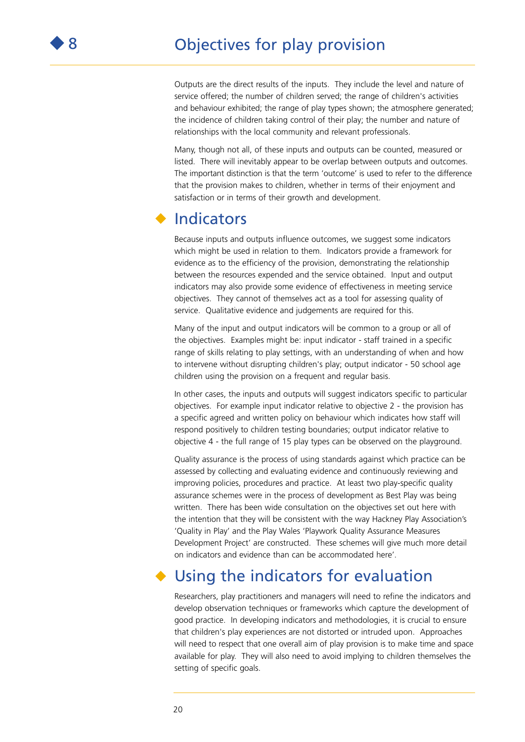Outputs are the direct results of the inputs. They include the level and nature of service offered; the number of children served; the range of children's activities and behaviour exhibited; the range of play types shown; the atmosphere generated; the incidence of children taking control of their play; the number and nature of relationships with the local community and relevant professionals.

Many, though not all, of these inputs and outputs can be counted, measured or listed. There will inevitably appear to be overlap between outputs and outcomes. The important distinction is that the term 'outcome' is used to refer to the difference that the provision makes to children, whether in terms of their enjoyment and satisfaction or in terms of their growth and development.

## Indicators

Because inputs and outputs influence outcomes, we suggest some indicators which might be used in relation to them. Indicators provide a framework for evidence as to the efficiency of the provision, demonstrating the relationship between the resources expended and the service obtained. Input and output indicators may also provide some evidence of effectiveness in meeting service objectives. They cannot of themselves act as a tool for assessing quality of service. Qualitative evidence and judgements are required for this.

Many of the input and output indicators will be common to a group or all of the objectives. Examples might be: input indicator - staff trained in a specific range of skills relating to play settings, with an understanding of when and how to intervene without disrupting children's play; output indicator - 50 school age children using the provision on a frequent and regular basis.

In other cases, the inputs and outputs will suggest indicators specific to particular objectives. For example input indicator relative to objective 2 - the provision has a specific agreed and written policy on behaviour which indicates how staff will respond positively to children testing boundaries; output indicator relative to objective 4 - the full range of 15 play types can be observed on the playground.

Quality assurance is the process of using standards against which practice can be assessed by collecting and evaluating evidence and continuously reviewing and improving policies, procedures and practice. At least two play-specific quality assurance schemes were in the process of development as Best Play was being written. There has been wide consultation on the objectives set out here with the intention that they will be consistent with the way Hackney Play Association's 'Quality in Play' and the Play Wales 'Playwork Quality Assurance Measures Development Project' are constructed. These schemes will give much more detail on indicators and evidence than can be accommodated here'.

## Using the indicators for evaluation

Researchers, play practitioners and managers will need to refine the indicators and develop observation techniques or frameworks which capture the development of good practice. In developing indicators and methodologies, it is crucial to ensure that children's play experiences are not distorted or intruded upon. Approaches will need to respect that one overall aim of play provision is to make time and space available for play. They will also need to avoid implying to children themselves the setting of specific goals.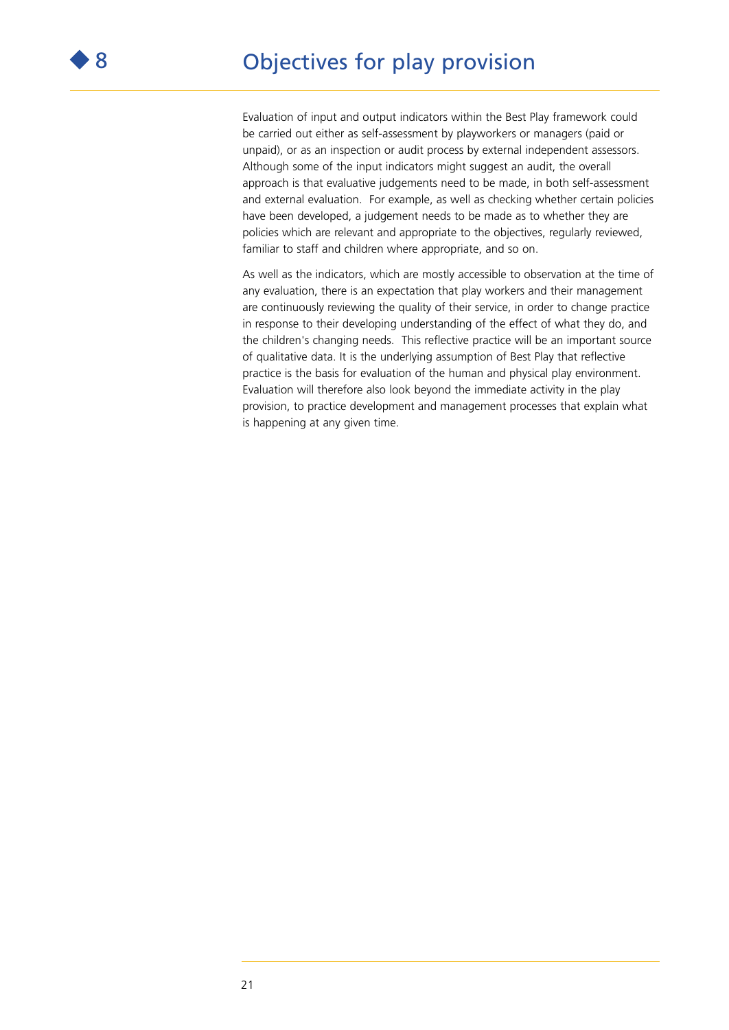# 8 Objectives for play provision

Evaluation of input and output indicators within the Best Play framework could be carried out either as self-assessment by playworkers or managers (paid or unpaid), or as an inspection or audit process by external independent assessors. Although some of the input indicators might suggest an audit, the overall approach is that evaluative judgements need to be made, in both self-assessment and external evaluation. For example, as well as checking whether certain policies have been developed, a judgement needs to be made as to whether they are policies which are relevant and appropriate to the objectives, regularly reviewed, familiar to staff and children where appropriate, and so on.

As well as the indicators, which are mostly accessible to observation at the time of any evaluation, there is an expectation that play workers and their management are continuously reviewing the quality of their service, in order to change practice in response to their developing understanding of the effect of what they do, and the children's changing needs. This reflective practice will be an important source of qualitative data. It is the underlying assumption of Best Play that reflective practice is the basis for evaluation of the human and physical play environment. Evaluation will therefore also look beyond the immediate activity in the play provision, to practice development and management processes that explain what is happening at any given time.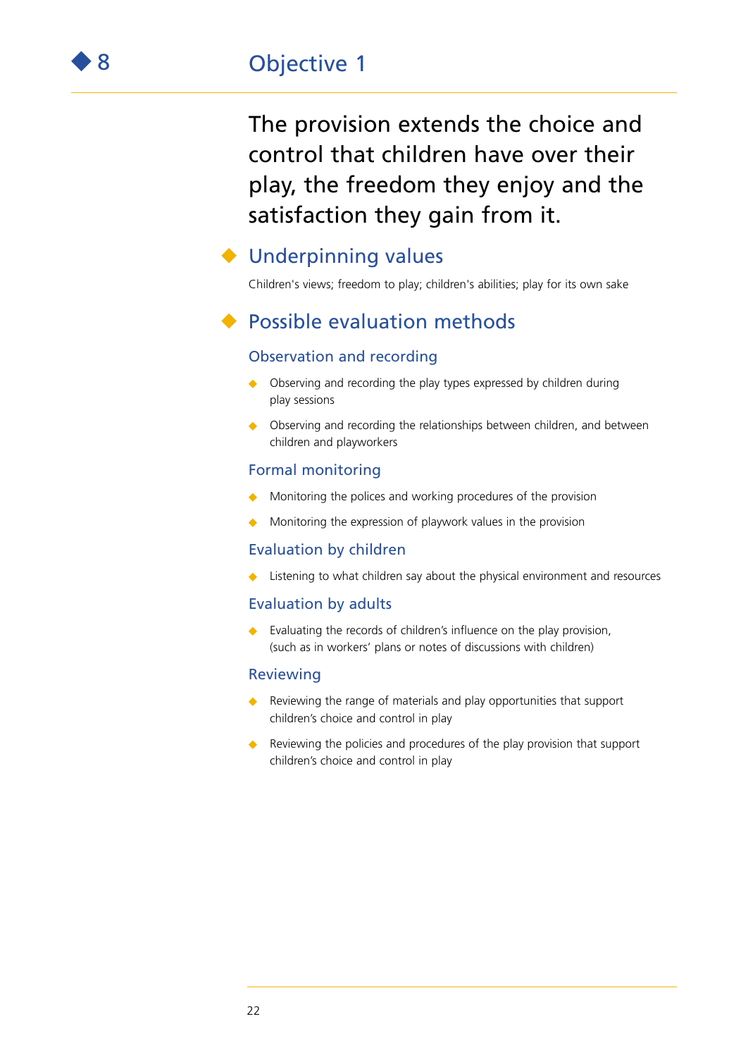# 8 Objective 1

The provision extends the choice and control that children have over their play, the freedom they enjoy and the satisfaction they gain from it.

## Underpinning values

Children's views; freedom to play; children's abilities; play for its own sake

## Possible evaluation methods

### Observation and recording

- Observing and recording the play types expressed by children during play sessions
- Observing and recording the relationships between children, and between children and playworkers

### Formal monitoring

- Monitoring the polices and working procedures of the provision
- Monitoring the expression of playwork values in the provision

### Evaluation by children

- Listening to what children say about the physical environment and resources

### Evaluation by adults

- Evaluating the records of children's influence on the play provision, (such as in workers' plans or notes of discussions with children)

### Reviewing

- Reviewing the range of materials and play opportunities that support children's choice and control in play
- Reviewing the policies and procedures of the play provision that support children's choice and control in play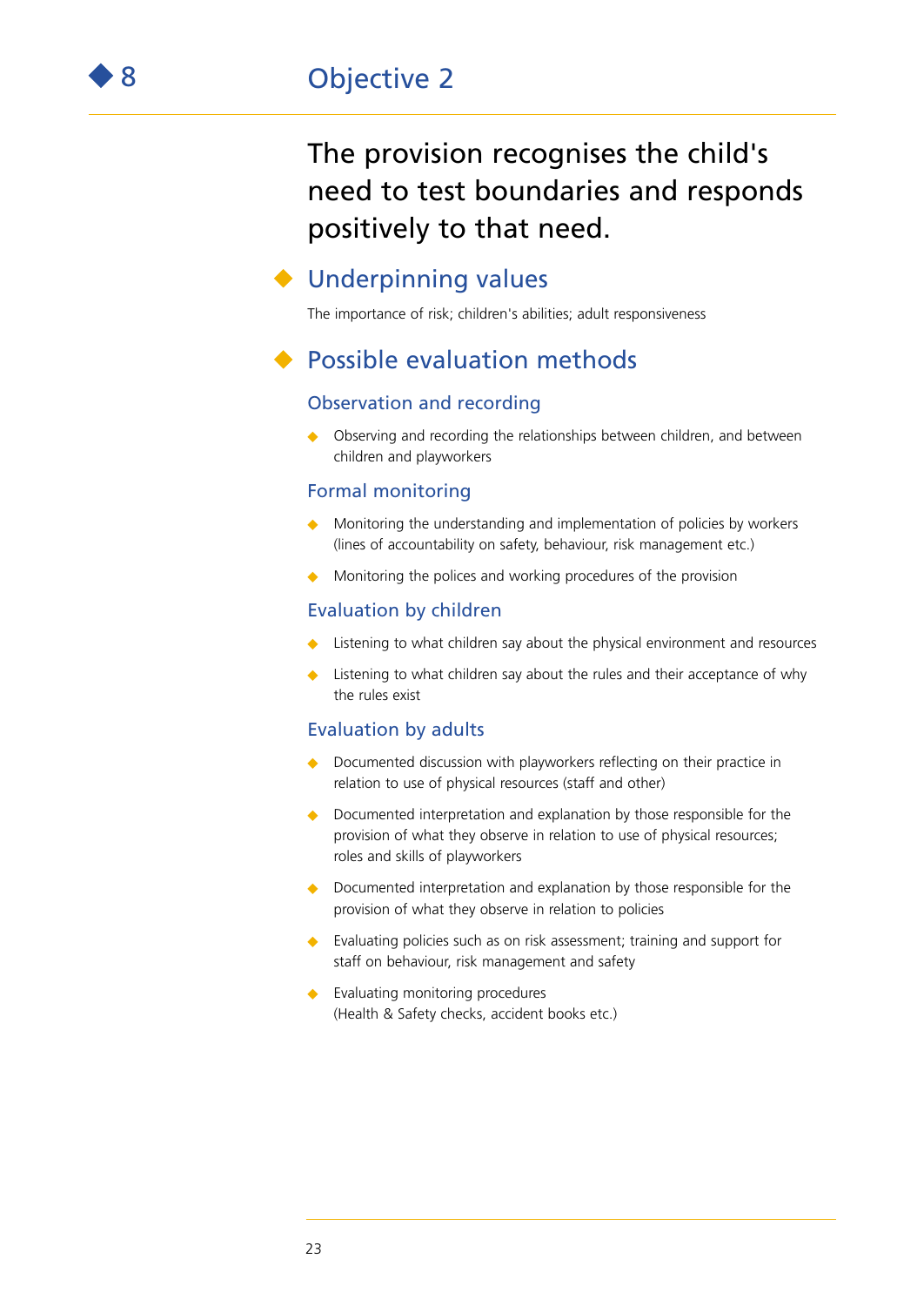# ◆ 8 Objective 2

## The provision recognises the child's need to test boundaries and responds positively to that need.

## Underpinning values

The importance of risk; children's abilities; adult responsiveness

## Possible evaluation methods

### Observation and recording

- Observing and recording the relationships between children, and between children and playworkers

### Formal monitoring

- Monitoring the understanding and implementation of policies by workers (lines of accountability on safety, behaviour, risk management etc.)
- Monitoring the polices and working procedures of the provision

### Evaluation by children

- Listening to what children say about the physical environment and resources
- Listening to what children say about the rules and their acceptance of why the rules exist

### Evaluation by adults

- Documented discussion with playworkers reflecting on their practice in relation to use of physical resources (staff and other)
- Documented interpretation and explanation by those responsible for the provision of what they observe in relation to use of physical resources; roles and skills of playworkers
- Documented interpretation and explanation by those responsible for the provision of what they observe in relation to policies
- Evaluating policies such as on risk assessment; training and support for staff on behaviour, risk management and safety
- Evaluating monitoring procedures (Health & Safety checks, accident books etc.)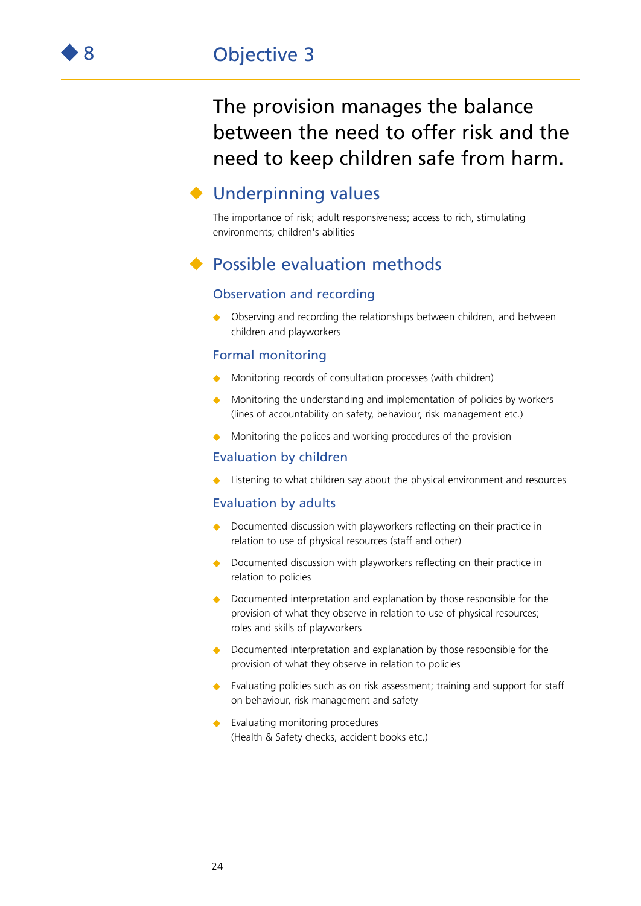# 8 Objective 3

## The provision manages the balance between the need to offer risk and the need to keep children safe from harm.

### Underpinning values

The importance of risk; adult responsiveness; access to rich, stimulating environments; children's abilities

### Possible evaluation methods

#### Observation and recording

- Observing and recording the relationships between children, and between children and playworkers

#### Formal monitoring

- Monitoring records of consultation processes (with children)
- Monitoring the understanding and implementation of policies by workers (lines of accountability on safety, behaviour, risk management etc.)
- Monitoring the polices and working procedures of the provision

#### Evaluation by children

- Listening to what children say about the physical environment and resources

#### Evaluation by adults

- Documented discussion with playworkers reflecting on their practice in relation to use of physical resources (staff and other)
- Documented discussion with playworkers reflecting on their practice in relation to policies
- Documented interpretation and explanation by those responsible for the provision of what they observe in relation to use of physical resources; roles and skills of playworkers
- Documented interpretation and explanation by those responsible for the provision of what they observe in relation to policies
- Evaluating policies such as on risk assessment; training and support for staff on behaviour, risk management and safety
- Evaluating monitoring procedures (Health & Safety checks, accident books etc.)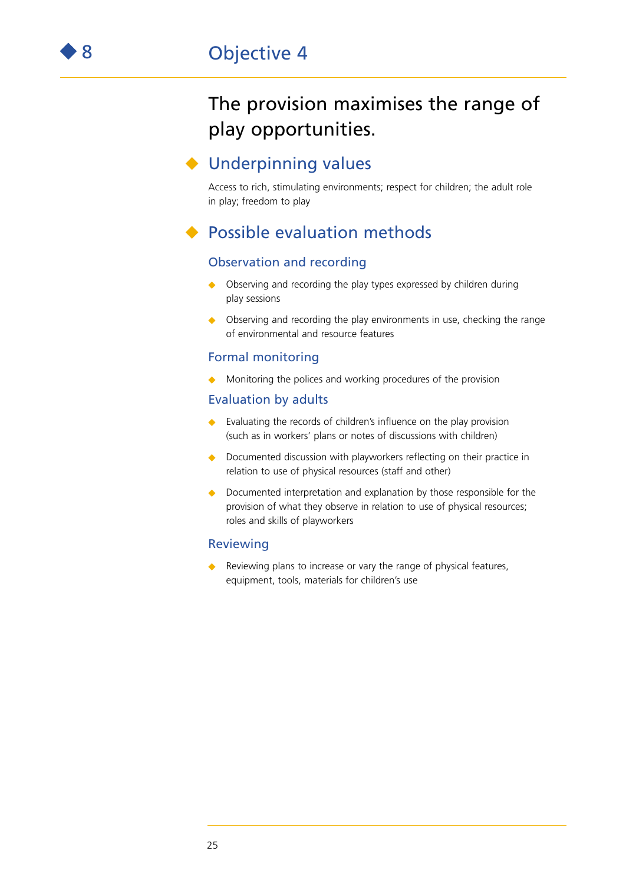# 8 Objective 4

## The provision maximises the range of play opportunities.

### Underpinning values

Access to rich, stimulating environments; respect for children; the adult role in play; freedom to play

### Possible evaluation methods

#### Observation and recording

- Observing and recording the play types expressed by children during play sessions
- Observing and recording the play environments in use, checking the range of environmental and resource features

#### Formal monitoring

- Monitoring the polices and working procedures of the provision

#### Evaluation by adults

- Evaluating the records of children's influence on the play provision (such as in workers' plans or notes of discussions with children)
- Documented discussion with playworkers reflecting on their practice in relation to use of physical resources (staff and other)
- Documented interpretation and explanation by those responsible for the provision of what they observe in relation to use of physical resources; roles and skills of playworkers

#### Reviewing

- Reviewing plans to increase or vary the range of physical features, equipment, tools, materials for children's use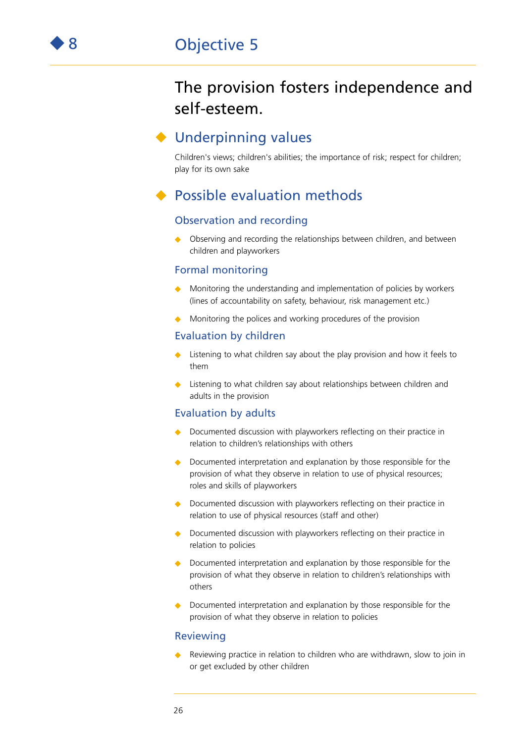# Objective 5

## The provision fosters independence and self-esteem.

### Underpinning values

Children's views; children's abilities; the importance of risk; respect for children; play for its own sake

### Possible evaluation methods

#### Observation and recording

- Observing and recording the relationships between children, and between children and playworkers

#### Formal monitoring

- Monitoring the understanding and implementation of policies by workers (lines of accountability on safety, behaviour, risk management etc.)
- Monitoring the polices and working procedures of the provision

#### Evaluation by children

- Listening to what children say about the play provision and how it feels to them
- Listening to what children say about relationships between children and adults in the provision

#### Evaluation by adults

- Documented discussion with playworkers reflecting on their practice in relation to children's relationships with others
- Documented interpretation and explanation by those responsible for the provision of what they observe in relation to use of physical resources; roles and skills of playworkers
- Documented discussion with playworkers reflecting on their practice in relation to use of physical resources (staff and other)
- Documented discussion with playworkers reflecting on their practice in relation to policies
- Documented interpretation and explanation by those responsible for the provision of what they observe in relation to children's relationships with others
- Documented interpretation and explanation by those responsible for the provision of what they observe in relation to policies

#### Reviewing

- Reviewing practice in relation to children who are withdrawn, slow to join in or get excluded by other children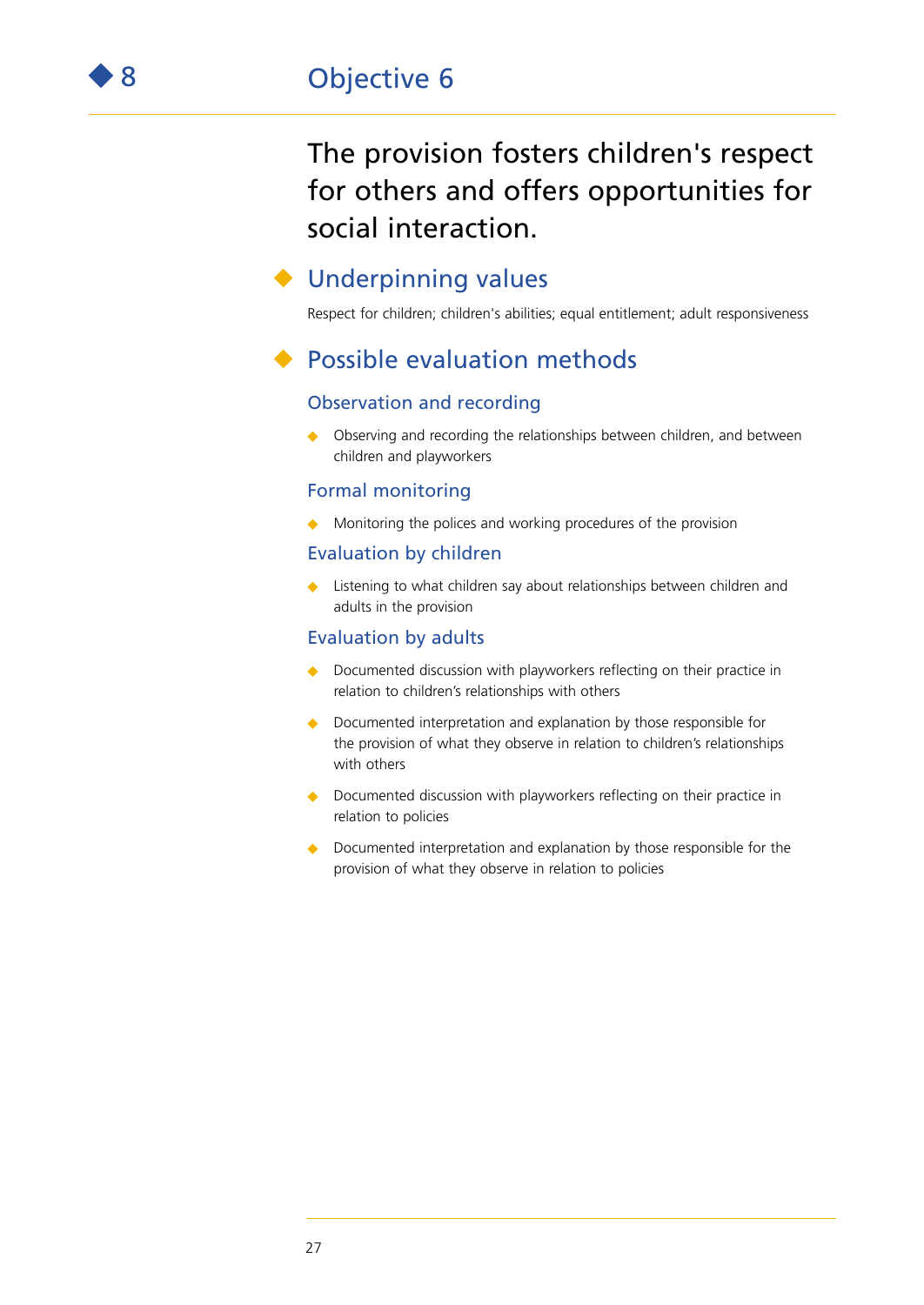# Objective 6

The provision fosters children's respect for others and offers opportunities for social interaction.

## Underpinning values

Respect for children; children's abilities; equal entitlement; adult responsiveness

## Possible evaluation methods

### Observation and recording

- Observing and recording the relationships between children, and between children and playworkers

### Formal monitoring

- Monitoring the polices and working procedures of the provision

### Evaluation by children

- Listening to what children say about relationships between children and adults in the provision

### Evaluation by adults

- Documented discussion with playworkers reflecting on their practice in relation to children's relationships with others
- Documented interpretation and explanation by those responsible for the provision of what they observe in relation to children's relationships with others
- Documented discussion with playworkers reflecting on their practice in relation to policies
- Documented interpretation and explanation by those responsible for the provision of what they observe in relation to policies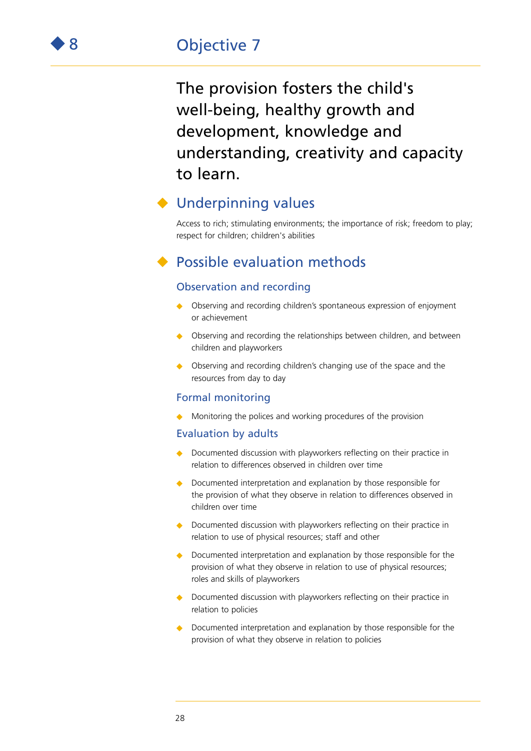# Objective 7

The provision fosters the child's well-being, healthy growth and development, knowledge and understanding, creativity and capacity to learn.

## Underpinning values

Access to rich; stimulating environments; the importance of risk; freedom to play; respect for children; children's abilities

## Possible evaluation methods

### Observation and recording

- Observing and recording children's spontaneous expression of enjoyment or achievement
- Observing and recording the relationships between children, and between children and playworkers
- Observing and recording children's changing use of the space and the resources from day to day

### Formal monitoring

- Monitoring the polices and working procedures of the provision

### Evaluation by adults

- Documented discussion with playworkers reflecting on their practice in relation to differences observed in children over time
- Documented interpretation and explanation by those responsible for the provision of what they observe in relation to differences observed in children over time
- Documented discussion with playworkers reflecting on their practice in relation to use of physical resources; staff and other
- Documented interpretation and explanation by those responsible for the provision of what they observe in relation to use of physical resources; roles and skills of playworkers
- Documented discussion with playworkers reflecting on their practice in relation to policies
- Documented interpretation and explanation by those responsible for the provision of what they observe in relation to policies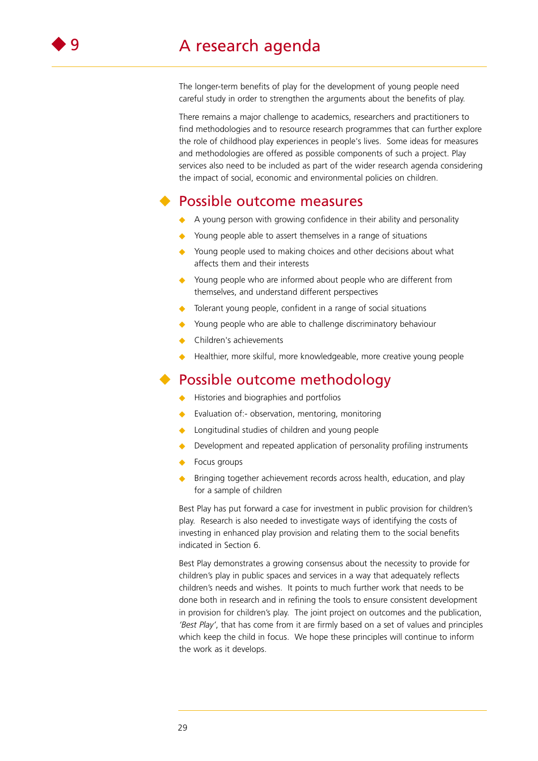# 9 A research agenda

The longer-term benefits of play for the development of young people need careful study in order to strengthen the arguments about the benefits of play.

There remains a major challenge to academics, researchers and practitioners to find methodologies and to resource research programmes that can further explore the role of childhood play experiences in people's lives. Some ideas for measures and methodologies are offered as possible components of such a project. Play services also need to be included as part of the wider research agenda considering the impact of social, economic and environmental policies on children.

## Possible outcome measures

- A young person with growing confidence in their ability and personality
- Young people able to assert themselves in a range of situations
- Young people used to making choices and other decisions about what affects them and their interests
- Young people who are informed about people who are different from themselves, and understand different perspectives
- Tolerant young people, confident in a range of social situations
- Young people who are able to challenge discriminatory behaviour
- Children's achievements
- Healthier, more skilful, more knowledgeable, more creative young people

## Possible outcome methodology

- Histories and biographies and portfolios
- Evaluation of:- observation, mentoring, monitoring
- Longitudinal studies of children and young people
- Development and repeated application of personality profiling instruments
- Focus groups
- Bringing together achievement records across health, education, and play for a sample of children

Best Play has put forward a case for investment in public provision for children's play. Research is also needed to investigate ways of identifying the costs of investing in enhanced play provision and relating them to the social benefits indicated in Section 6.

Best Play demonstrates a growing consensus about the necessity to provide for children's play in public spaces and services in a way that adequately reflects children's needs and wishes. It points to much further work that needs to be done both in research and in refining the tools to ensure consistent development in provision for children's play. The joint project on outcomes and the publication, *'Best Play'*, that has come from it are firmly based on a set of values and principles which keep the child in focus. We hope these principles will continue to inform the work as it develops.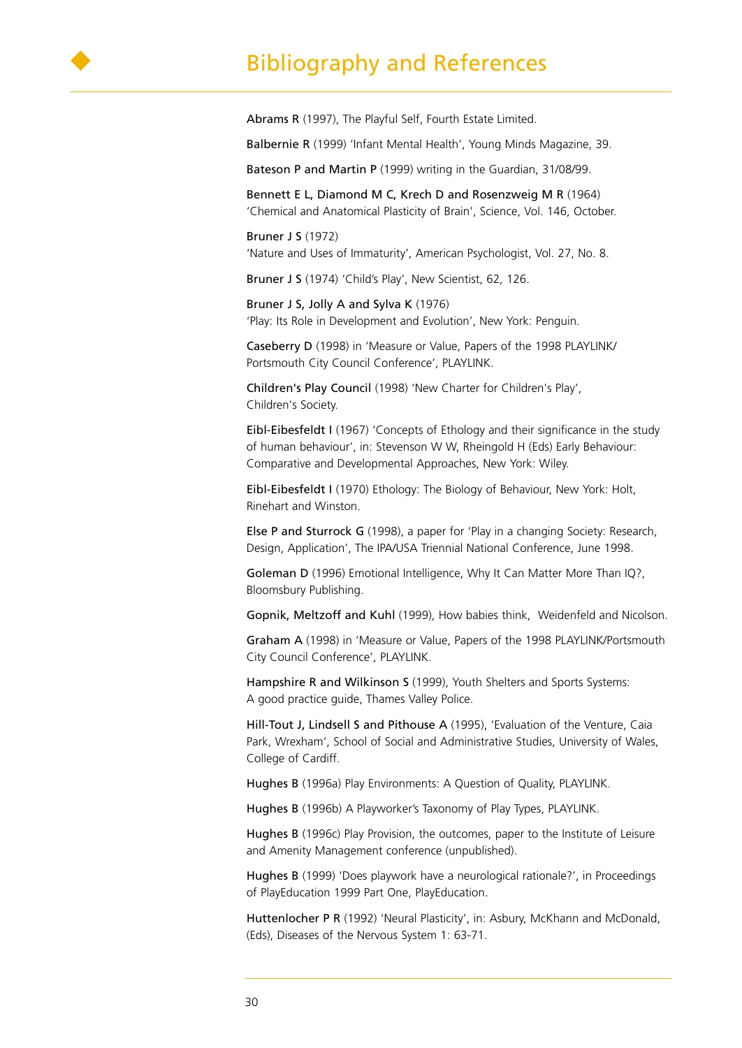# Bibliography and References

**Abrams R** (1997), The Playful Self, Fourth Estate Limited.

**Balbernie R** (1999) 'Infant Mental Health', Young Minds Magazine, 39.

**Bateson P and Martin P** (1999) writing in the Guardian, 31/08/99.

**Bennett E L, Diamond M C, Krech D and Rosenzweig M R** (1964) 'Chemical and Anatomical Plasticity of Brain', Science, Vol. 146, October.

**Bruner J S** (1972) 'Nature and Uses of Immaturity', American Psychologist, Vol. 27, No. 8.

**Bruner J S** (1974) 'Child's Play', New Scientist, 62, 126.

**Bruner J S, Jolly A and Sylva K** (1976) 'Play: Its Role in Development and Evolution', New York: Penguin.

**Caseberry D** (1998) in 'Measure or Value, Papers of the 1998 PLAYLINK/ Portsmouth City Council Conference', PLAYLINK.

**Children's Play Council** (1998) 'New Charter for Children's Play', Children's Society.

**Eibl-Eibesfeldt I** (1967) 'Concepts of Ethology and their significance in the study of human behaviour', in: Stevenson W W, Rheingold H (Eds) Early Behaviour: Comparative and Developmental Approaches, New York: Wiley.

**Eibl-Eibesfeldt I** (1970) Ethology: The Biology of Behaviour, New York: Holt, Rinehart and Winston.

**Else P and Sturrock G** (1998), a paper for 'Play in a changing Society: Research, Design, Application', The IPA/USA Triennial National Conference, June 1998.

**Goleman D** (1996) Emotional Intelligence, Why It Can Matter More Than IQ?, Bloomsbury Publishing.

**Gopnik, Meltzoff and Kuhl** (1999), How babies think, Weidenfeld and Nicolson.

**Graham A** (1998) in 'Measure or Value, Papers of the 1998 PLAYLINK/Portsmouth City Council Conference', PLAYLINK.

**Hampshire R and Wilkinson S** (1999), Youth Shelters and Sports Systems: A good practice guide, Thames Valley Police.

**Hill-Tout J, Lindsell S and Pithouse A** (1995), 'Evaluation of the Venture, Caia Park, Wrexham', School of Social and Administrative Studies, University of Wales, College of Cardiff.

**Hughes B** (1996a) Play Environments: A Question of Quality, PLAYLINK.

**Hughes B** (1996b) A Playworker's Taxonomy of Play Types, PLAYLINK.

**Hughes B** (1996c) Play Provision, the outcomes, paper to the Institute of Leisure and Amenity Management conference (unpublished).

**Hughes B** (1999) 'Does playwork have a neurological rationale?', in Proceedings of PlayEducation 1999 Part One, PlayEducation.

**Huttenlocher P R** (1992) 'Neural Plasticity', in: Asbury, McKhann and McDonald, (Eds), Diseases of the Nervous System 1: 63-71.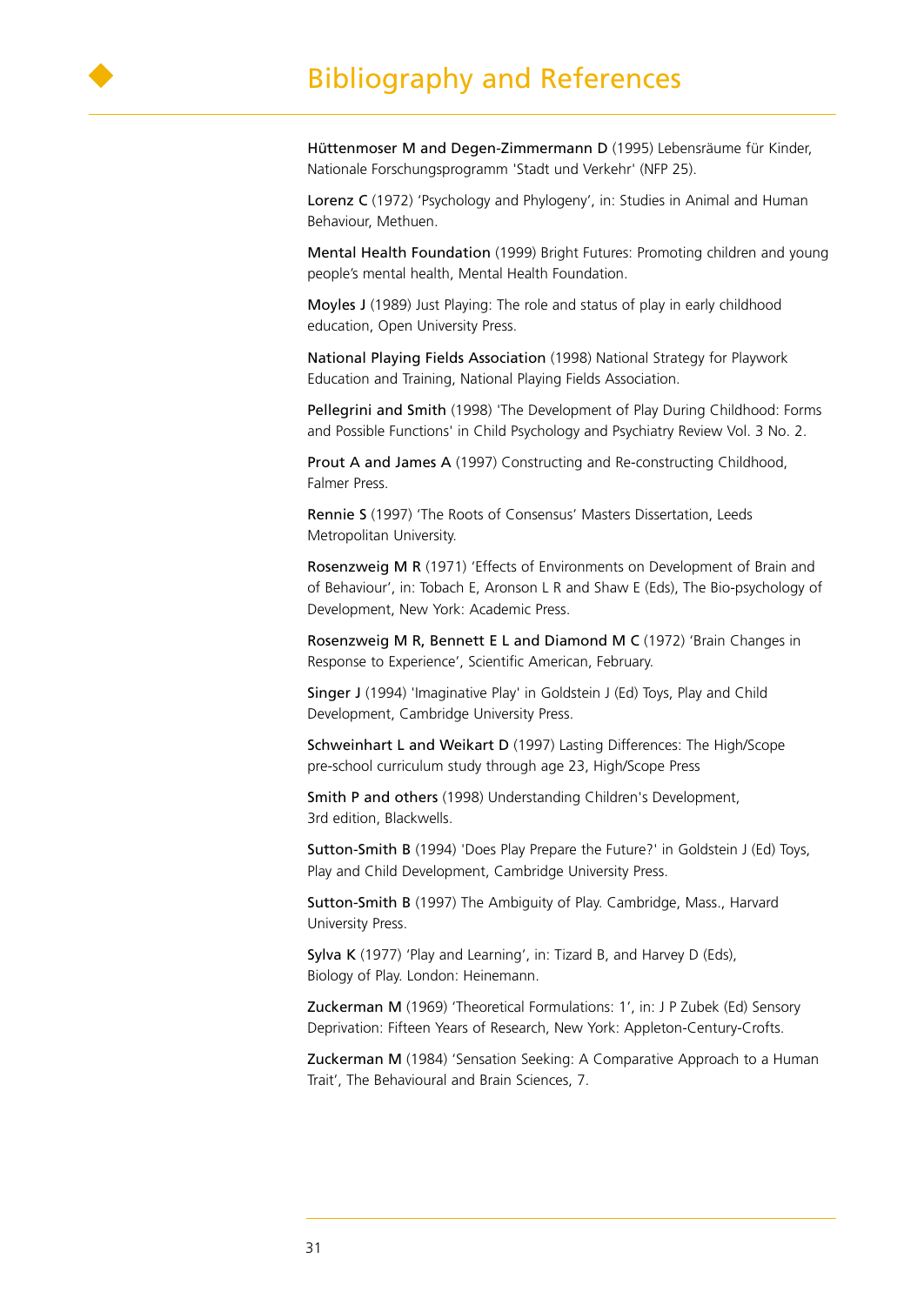# Bibliography and References

**Hüttenmoser M and Degen-Zimmermann D** (1995) Lebensräume für Kinder, Nationale Forschungsprogramm 'Stadt und Verkehr' (NFP 25).

**Lorenz C** (1972) 'Psychology and Phylogeny', in: Studies in Animal and Human Behaviour, Methuen.

**Mental Health Foundation** (1999) Bright Futures: Promoting children and young people's mental health, Mental Health Foundation.

**Moyles J** (1989) Just Playing: The role and status of play in early childhood education, Open University Press.

**National Playing Fields Association** (1998) National Strategy for Playwork Education and Training, National Playing Fields Association.

**Pellegrini and Smith** (1998) 'The Development of Play During Childhood: Forms and Possible Functions' in Child Psychology and Psychiatry Review Vol. 3 No. 2.

**Prout A and James A** (1997) Constructing and Re-constructing Childhood, Falmer Press.

**Rennie S** (1997) 'The Roots of Consensus' Masters Dissertation, Leeds Metropolitan University.

**Rosenzweig M R** (1971) 'Effects of Environments on Development of Brain and of Behaviour', in: Tobach E, Aronson L R and Shaw E (Eds), The Bio-psychology of Development, New York: Academic Press.

**Rosenzweig M R, Bennett E L and Diamond M C** (1972) 'Brain Changes in Response to Experience', Scientific American, February.

**Singer J** (1994) 'Imaginative Play' in Goldstein J (Ed) Toys, Play and Child Development, Cambridge University Press.

**Schweinhart L and Weikart D** (1997) Lasting Differences: The High/Scope pre-school curriculum study through age 23, High/Scope Press

**Smith P and others** (1998) Understanding Children's Development, 3rd edition, Blackwells.

**Sutton-Smith B** (1994) 'Does Play Prepare the Future?' in Goldstein J (Ed) Toys, Play and Child Development, Cambridge University Press.

**Sutton-Smith B** (1997) The Ambiguity of Play. Cambridge, Mass., Harvard University Press.

**Sylva K** (1977) 'Play and Learning', in: Tizard B, and Harvey D (Eds), Biology of Play. London: Heinemann.

**Zuckerman M** (1969) 'Theoretical Formulations: 1', in: J P Zubek (Ed) Sensory Deprivation: Fifteen Years of Research, New York: Appleton-Century-Crofts.

**Zuckerman M** (1984) 'Sensation Seeking: A Comparative Approach to a Human Trait', The Behavioural and Brain Sciences, 7.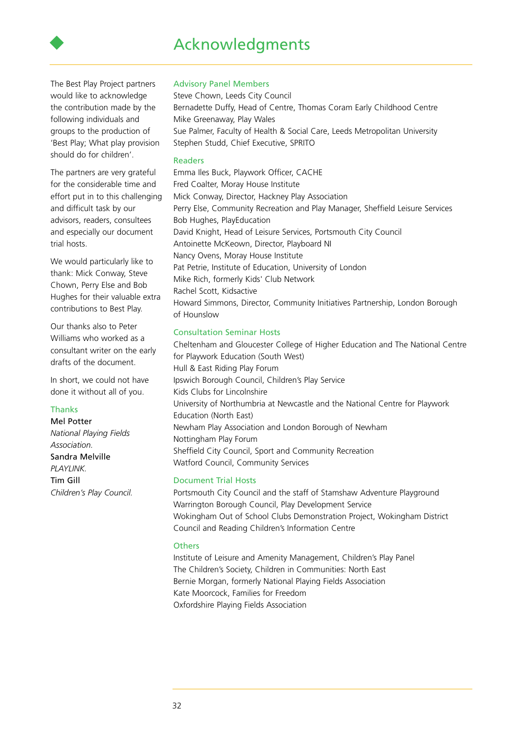# Acknowledgments

The Best Play Project partners would like to acknowledge the contribution made by the following individuals and groups to the production of 'Best Play; What play provision should do for children'.

The partners are very grateful for the considerable time and effort put in to this challenging and difficult task by our advisors, readers, consultees and especially our document trial hosts.

We would particularly like to thank: Mick Conway, Steve Chown, Perry Else and Bob Hughes for their valuable extra contributions to Best Play.

Our thanks also to Peter Williams who worked as a consultant writer on the early drafts of the document.

In short, we could not have done it without all of you.

### Thanks

Mel Potter
*National Playing Fields Association.*
Sandra Melville
*PLAYLINK.*
Tim Gill
*Children's Play Council.*

### Advisory Panel Members

Steve Chown, Leeds City Council
Bernadette Duffy, Head of Centre, Thomas Coram Early Childhood Centre
Mike Greenaway, Play Wales
Sue Palmer, Faculty of Health & Social Care, Leeds Metropolitan University
Stephen Studd, Chief Executive, SPRITO

### Readers

Emma Iles Buck, Playwork Officer, CACHE
Fred Coalter, Moray House Institute
Mick Conway, Director, Hackney Play Association
Perry Else, Community Recreation and Play Manager, Sheffield Leisure Services
Bob Hughes, PlayEducation
David Knight, Head of Leisure Services, Portsmouth City Council
Antoinette McKeown, Director, Playboard NI
Nancy Ovens, Moray House Institute
Pat Petrie, Institute of Education, University of London
Mike Rich, formerly Kids' Club Network
Rachel Scott, Kidsactive
Howard Simmons, Director, Community Initiatives Partnership, London Borough of Hounslow

### Consultation Seminar Hosts

Cheltenham and Gloucester College of Higher Education and The National Centre for Playwork Education (South West)
Hull & East Riding Play Forum
Ipswich Borough Council, Children's Play Service
Kids Clubs for Lincolnshire
University of Northumbria at Newcastle and the National Centre for Playwork Education (North East)
Newham Play Association and London Borough of Newham
Nottingham Play Forum
Sheffield City Council, Sport and Community Recreation
Watford Council, Community Services

### Document Trial Hosts

Portsmouth City Council and the staff of Stamshaw Adventure Playground
Warrington Borough Council, Play Development Service
Wokingham Out of School Clubs Demonstration Project, Wokingham District Council and Reading Children's Information Centre

### Others

Institute of Leisure and Amenity Management, Children's Play Panel
The Children's Society, Children in Communities: North East
Bernie Morgan, formerly National Playing Fields Association
Kate Moorcock, Families for Freedom
Oxfordshire Playing Fields Association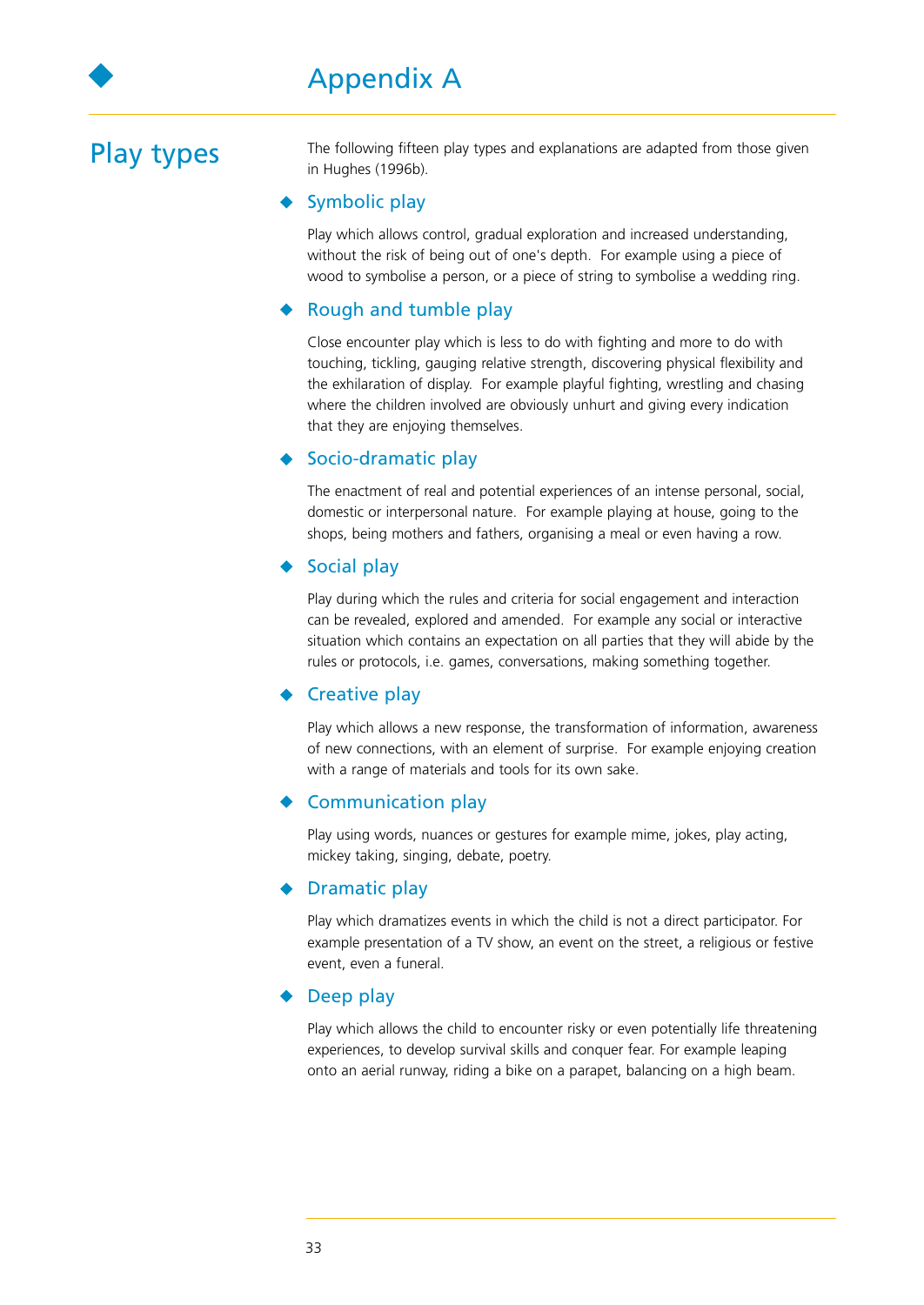# Appendix A

## Play types

The following fifteen play types and explanations are adapted from those given in Hughes (1996b).

### Symbolic play

Play which allows control, gradual exploration and increased understanding, without the risk of being out of one's depth. For example using a piece of wood to symbolise a person, or a piece of string to symbolise a wedding ring.

### Rough and tumble play

Close encounter play which is less to do with fighting and more to do with touching, tickling, gauging relative strength, discovering physical flexibility and the exhilaration of display. For example playful fighting, wrestling and chasing where the children involved are obviously unhurt and giving every indication that they are enjoying themselves.

### Socio-dramatic play

The enactment of real and potential experiences of an intense personal, social, domestic or interpersonal nature. For example playing at house, going to the shops, being mothers and fathers, organising a meal or even having a row.

### Social play

Play during which the rules and criteria for social engagement and interaction can be revealed, explored and amended. For example any social or interactive situation which contains an expectation on all parties that they will abide by the rules or protocols, i.e. games, conversations, making something together.

### Creative play

Play which allows a new response, the transformation of information, awareness of new connections, with an element of surprise. For example enjoying creation with a range of materials and tools for its own sake.

### Communication play

Play using words, nuances or gestures for example mime, jokes, play acting, mickey taking, singing, debate, poetry.

### Dramatic play

Play which dramatizes events in which the child is not a direct participator. For example presentation of a TV show, an event on the street, a religious or festive event, even a funeral.

### Deep play

Play which allows the child to encounter risky or even potentially life threatening experiences, to develop survival skills and conquer fear. For example leaping onto an aerial runway, riding a bike on a parapet, balancing on a high beam.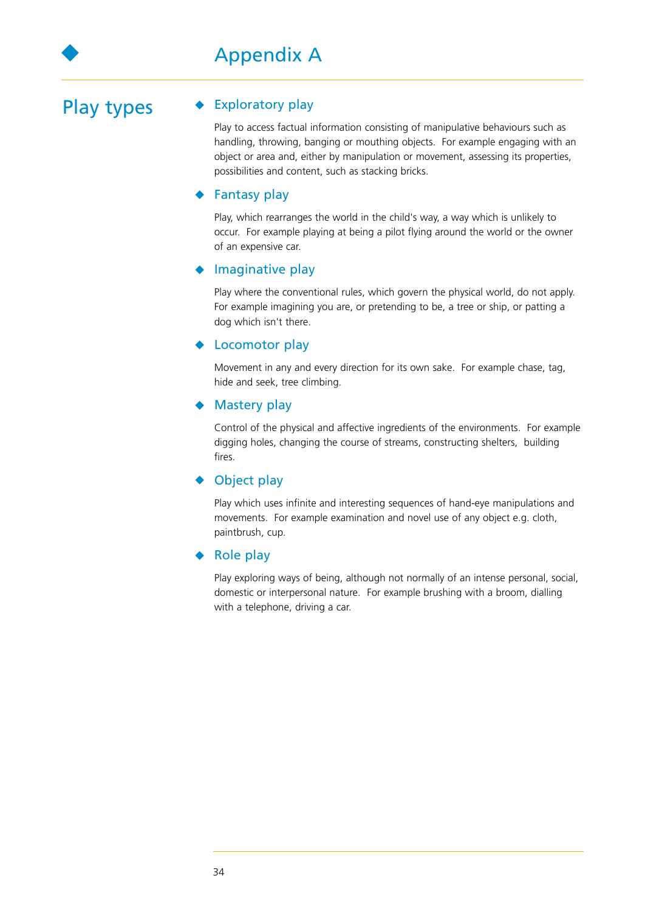# Appendix A

## Play types

### Exploratory play

Play to access factual information consisting of manipulative behaviours such as handling, throwing, banging or mouthing objects. For example engaging with an object or area and, either by manipulation or movement, assessing its properties, possibilities and content, such as stacking bricks.

### Fantasy play

Play, which rearranges the world in the child's way, a way which is unlikely to occur. For example playing at being a pilot flying around the world or the owner of an expensive car.

### Imaginative play

Play where the conventional rules, which govern the physical world, do not apply. For example imagining you are, or pretending to be, a tree or ship, or patting a dog which isn't there.

### Locomotor play

Movement in any and every direction for its own sake. For example chase, tag, hide and seek, tree climbing.

### Mastery play

Control of the physical and affective ingredients of the environments. For example digging holes, changing the course of streams, constructing shelters, building fires.

### Object play

Play which uses infinite and interesting sequences of hand-eye manipulations and movements. For example examination and novel use of any object e.g. cloth, paintbrush, cup.

### Role play

Play exploring ways of being, although not normally of an intense personal, social, domestic or interpersonal nature. For example brushing with a broom, dialling with a telephone, driving a car.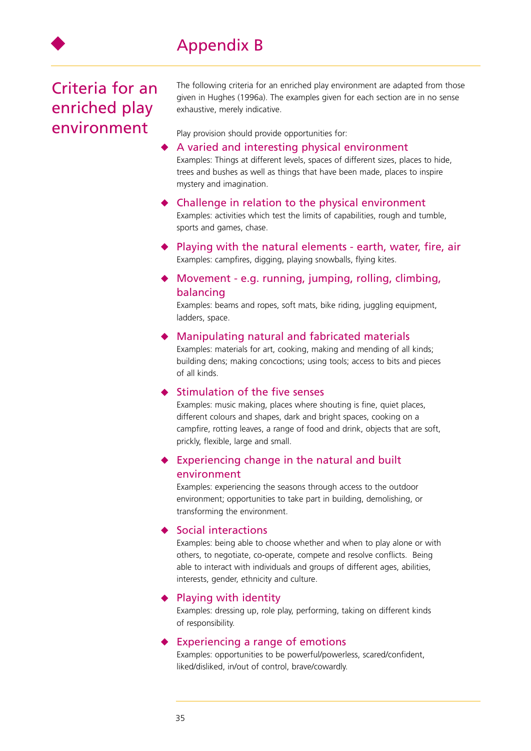# Appendix B

## Criteria for an enriched play environment

The following criteria for an enriched play environment are adapted from those given in Hughes (1996a). The examples given for each section are in no sense exhaustive, merely indicative.

Play provision should provide opportunities for:

### A varied and interesting physical environment

Examples: Things at different levels, spaces of different sizes, places to hide, trees and bushes as well as things that have been made, places to inspire mystery and imagination.

### Challenge in relation to the physical environment

Examples: activities which test the limits of capabilities, rough and tumble, sports and games, chase.

### Playing with the natural elements - earth, water, fire, air

Examples: campfires, digging, playing snowballs, flying kites.

### Movement - e.g. running, jumping, rolling, climbing, balancing

Examples: beams and ropes, soft mats, bike riding, juggling equipment, ladders, space.

### Manipulating natural and fabricated materials

Examples: materials for art, cooking, making and mending of all kinds; building dens; making concoctions; using tools; access to bits and pieces of all kinds.

### Stimulation of the five senses

Examples: music making, places where shouting is fine, quiet places, different colours and shapes, dark and bright spaces, cooking on a campfire, rotting leaves, a range of food and drink, objects that are soft, prickly, flexible, large and small.

### Experiencing change in the natural and built environment

Examples: experiencing the seasons through access to the outdoor environment; opportunities to take part in building, demolishing, or transforming the environment.

### Social interactions

Examples: being able to choose whether and when to play alone or with others, to negotiate, co-operate, compete and resolve conflicts. Being able to interact with individuals and groups of different ages, abilities, interests, gender, ethnicity and culture.

### Playing with identity

Examples: dressing up, role play, performing, taking on different kinds of responsibility.

### Experiencing a range of emotions

Examples: opportunities to be powerful/powerless, scared/confident, liked/disliked, in/out of control, brave/cowardly.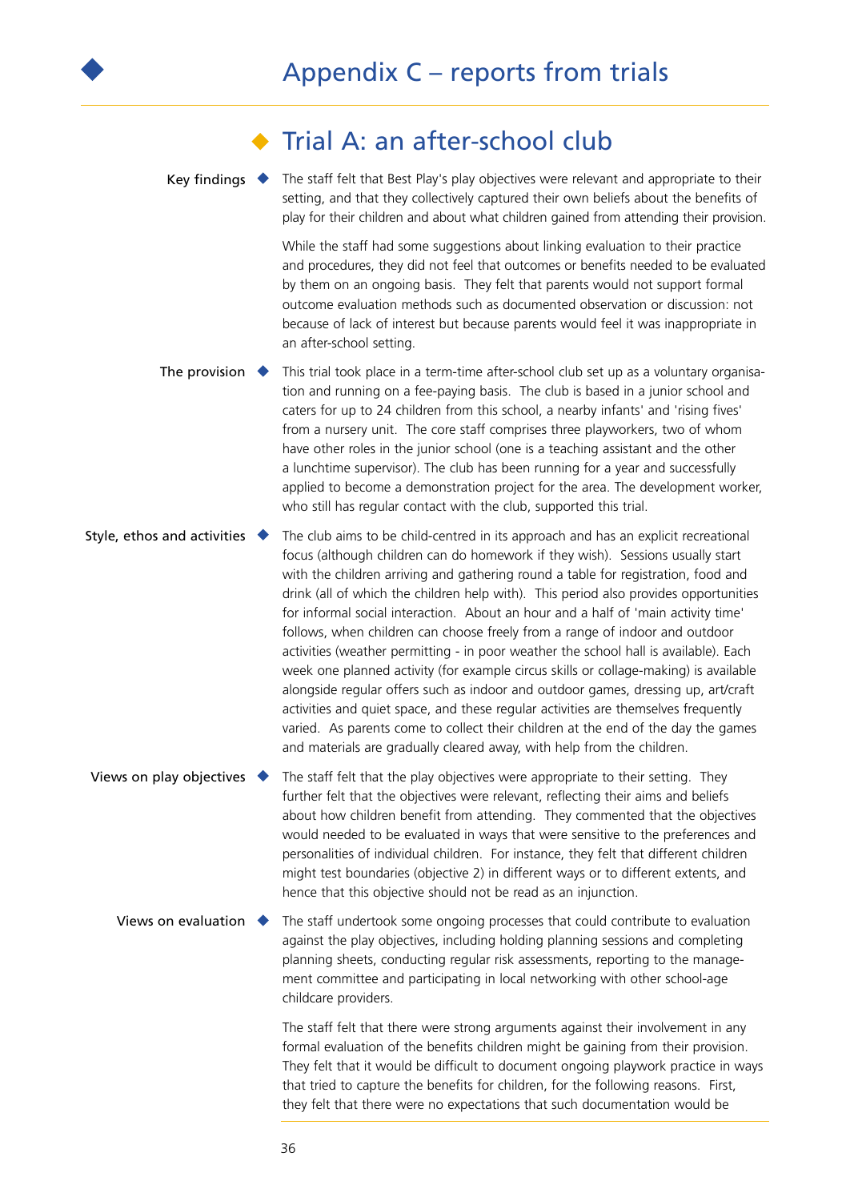# Appendix C – reports from trials

## Trial A: an after-school club

**Key findings**

The staff felt that Best Play's play objectives were relevant and appropriate to their setting, and that they collectively captured their own beliefs about the benefits of play for their children and about what children gained from attending their provision.

While the staff had some suggestions about linking evaluation to their practice and procedures, they did not feel that outcomes or benefits needed to be evaluated by them on an ongoing basis. They felt that parents would not support formal outcome evaluation methods such as documented observation or discussion: not because of lack of interest but because parents would feel it was inappropriate in an after-school setting.

**The provision**

This trial took place in a term-time after-school club set up as a voluntary organisation and running on a fee-paying basis. The club is based in a junior school and caters for up to 24 children from this school, a nearby infants' and 'rising fives' from a nursery unit. The core staff comprises three playworkers, two of whom have other roles in the junior school (one is a teaching assistant and the other a lunchtime supervisor). The club has been running for a year and successfully applied to become a demonstration project for the area. The development worker, who still has regular contact with the club, supported this trial.

**Style, ethos and activities**

The club aims to be child-centred in its approach and has an explicit recreational focus (although children can do homework if they wish). Sessions usually start with the children arriving and gathering round a table for registration, food and drink (all of which the children help with). This period also provides opportunities for informal social interaction. About an hour and a half of 'main activity time' follows, when children can choose freely from a range of indoor and outdoor activities (weather permitting - in poor weather the school hall is available). Each week one planned activity (for example circus skills or collage-making) is available alongside regular offers such as indoor and outdoor games, dressing up, art/craft activities and quiet space, and these regular activities are themselves frequently varied. As parents come to collect their children at the end of the day the games and materials are gradually cleared away, with help from the children.

**Views on play objectives**

The staff felt that the play objectives were appropriate to their setting. They further felt that the objectives were relevant, reflecting their aims and beliefs about how children benefit from attending. They commented that the objectives would needed to be evaluated in ways that were sensitive to the preferences and personalities of individual children. For instance, they felt that different children might test boundaries (objective 2) in different ways or to different extents, and hence that this objective should not be read as an injunction.

**Views on evaluation**

The staff undertook some ongoing processes that could contribute to evaluation against the play objectives, including holding planning sessions and completing planning sheets, conducting regular risk assessments, reporting to the management committee and participating in local networking with other school-age childcare providers.

The staff felt that there were strong arguments against their involvement in any formal evaluation of the benefits children might be gaining from their provision. They felt that it would be difficult to document ongoing playwork practice in ways that tried to capture the benefits for children, for the following reasons. First, they felt that there were no expectations that such documentation would be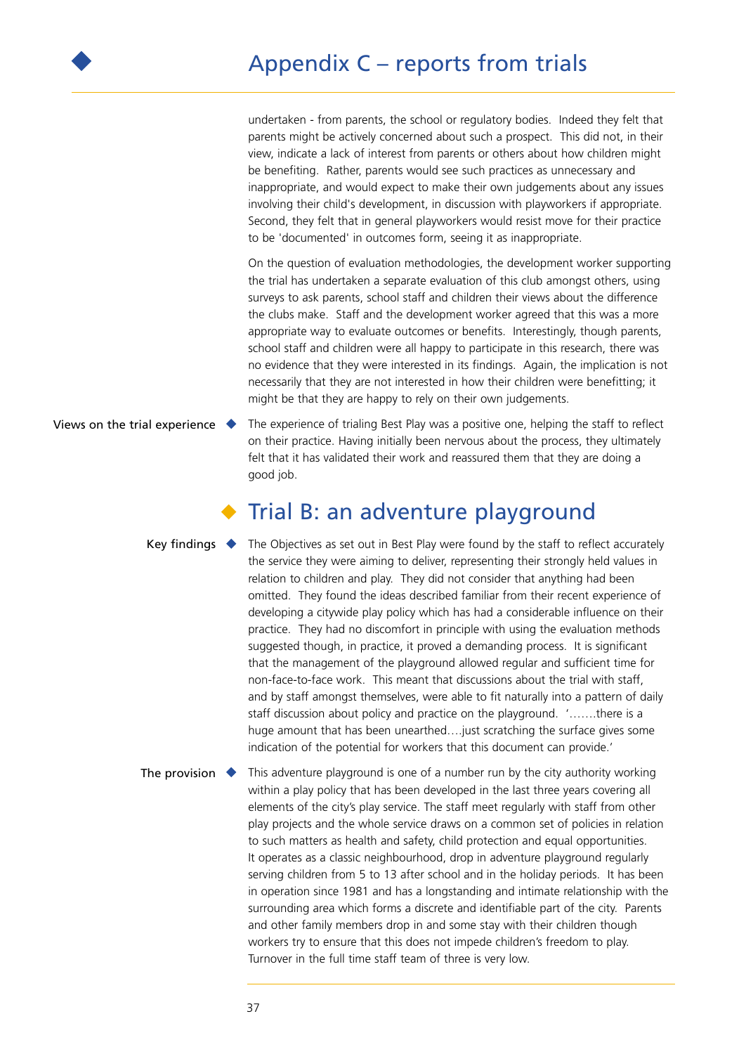undertaken - from parents, the school or regulatory bodies. Indeed they felt that parents might be actively concerned about such a prospect. This did not, in their view, indicate a lack of interest from parents or others about how children might be benefiting. Rather, parents would see such practices as unnecessary and inappropriate, and would expect to make their own judgements about any issues involving their child's development, in discussion with playworkers if appropriate. Second, they felt that in general playworkers would resist move for their practice to be 'documented' in outcomes form, seeing it as inappropriate.

On the question of evaluation methodologies, the development worker supporting the trial has undertaken a separate evaluation of this club amongst others, using surveys to ask parents, school staff and children their views about the difference the clubs make. Staff and the development worker agreed that this was a more appropriate way to evaluate outcomes or benefits. Interestingly, though parents, school staff and children were all happy to participate in this research, there was no evidence that they were interested in its findings. Again, the implication is not necessarily that they are not interested in how their children were benefitting; it might be that they are happy to rely on their own judgements.

**Views on the trial experience**

The experience of trialing Best Play was a positive one, helping the staff to reflect on their practice. Having initially been nervous about the process, they ultimately felt that it has validated their work and reassured them that they are doing a good job.

## Trial B: an adventure playground

**Key findings**

The Objectives as set out in Best Play were found by the staff to reflect accurately the service they were aiming to deliver, representing their strongly held values in relation to children and play. They did not consider that anything had been omitted. They found the ideas described familiar from their recent experience of developing a citywide play policy which has had a considerable influence on their practice. They had no discomfort in principle with using the evaluation methods suggested though, in practice, it proved a demanding process. It is significant that the management of the playground allowed regular and sufficient time for non-face-to-face work. This meant that discussions about the trial with staff, and by staff amongst themselves, were able to fit naturally into a pattern of daily staff discussion about policy and practice on the playground. '…….there is a huge amount that has been unearthed….just scratching the surface gives some indication of the potential for workers that this document can provide.'

**The provision**

This adventure playground is one of a number run by the city authority working within a play policy that has been developed in the last three years covering all elements of the city's play service. The staff meet regularly with staff from other play projects and the whole service draws on a common set of policies in relation to such matters as health and safety, child protection and equal opportunities. It operates as a classic neighbourhood, drop in adventure playground regularly serving children from 5 to 13 after school and in the holiday periods. It has been in operation since 1981 and has a longstanding and intimate relationship with the surrounding area which forms a discrete and identifiable part of the city. Parents and other family members drop in and some stay with their children though workers try to ensure that this does not impede children's freedom to play. Turnover in the full time staff team of three is very low.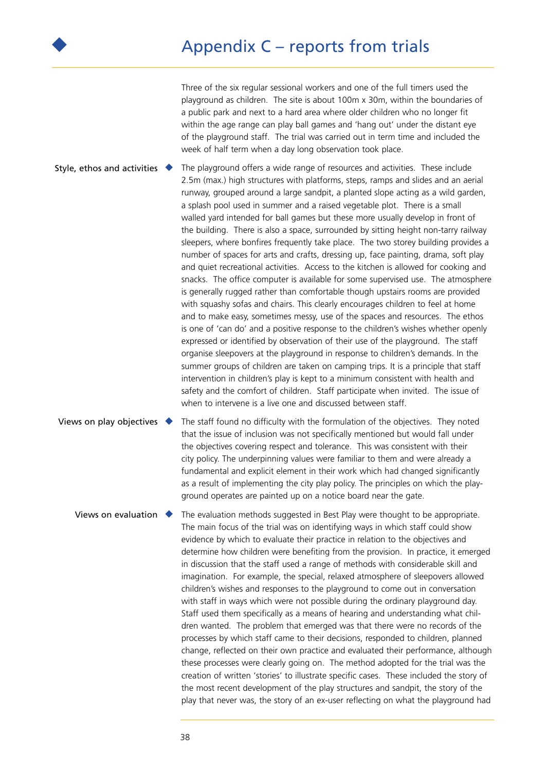Three of the six regular sessional workers and one of the full timers used the playground as children. The site is about 100m x 30m, within the boundaries of a public park and next to a hard area where older children who no longer fit within the age range can play ball games and 'hang out' under the distant eye of the playground staff. The trial was carried out in term time and included the week of half term when a day long observation took place.

**Style, ethos and activities**

The playground offers a wide range of resources and activities. These include 2.5m (max.) high structures with platforms, steps, ramps and slides and an aerial runway, grouped around a large sandpit, a planted slope acting as a wild garden, a splash pool used in summer and a raised vegetable plot. There is a small walled yard intended for ball games but these more usually develop in front of the building. There is also a space, surrounded by sitting height non-tarry railway sleepers, where bonfires frequently take place. The two storey building provides a number of spaces for arts and crafts, dressing up, face painting, drama, soft play and quiet recreational activities. Access to the kitchen is allowed for cooking and snacks. The office computer is available for some supervised use. The atmosphere is generally rugged rather than comfortable though upstairs rooms are provided with squashy sofas and chairs. This clearly encourages children to feel at home and to make easy, sometimes messy, use of the spaces and resources. The ethos is one of 'can do' and a positive response to the children's wishes whether openly expressed or identified by observation of their use of the playground. The staff organise sleepovers at the playground in response to children's demands. In the summer groups of children are taken on camping trips. It is a principle that staff intervention in children's play is kept to a minimum consistent with health and safety and the comfort of children. Staff participate when invited. The issue of when to intervene is a live one and discussed between staff.

**Views on play objectives**

The staff found no difficulty with the formulation of the objectives. They noted that the issue of inclusion was not specifically mentioned but would fall under the objectives covering respect and tolerance. This was consistent with their city policy. The underpinning values were familiar to them and were already a fundamental and explicit element in their work which had changed significantly as a result of implementing the city play policy. The principles on which the playground operates are painted up on a notice board near the gate.

**Views on evaluation**

The evaluation methods suggested in Best Play were thought to be appropriate. The main focus of the trial was on identifying ways in which staff could show evidence by which to evaluate their practice in relation to the objectives and determine how children were benefiting from the provision. In practice, it emerged in discussion that the staff used a range of methods with considerable skill and imagination. For example, the special, relaxed atmosphere of sleepovers allowed children's wishes and responses to the playground to come out in conversation with staff in ways which were not possible during the ordinary playground day. Staff used them specifically as a means of hearing and understanding what children wanted. The problem that emerged was that there were no records of the processes by which staff came to their decisions, responded to children, planned change, reflected on their own practice and evaluated their performance, although these processes were clearly going on. The method adopted for the trial was the creation of written 'stories' to illustrate specific cases. These included the story of the most recent development of the play structures and sandpit, the story of the play that never was, the story of an ex-user reflecting on what the playground had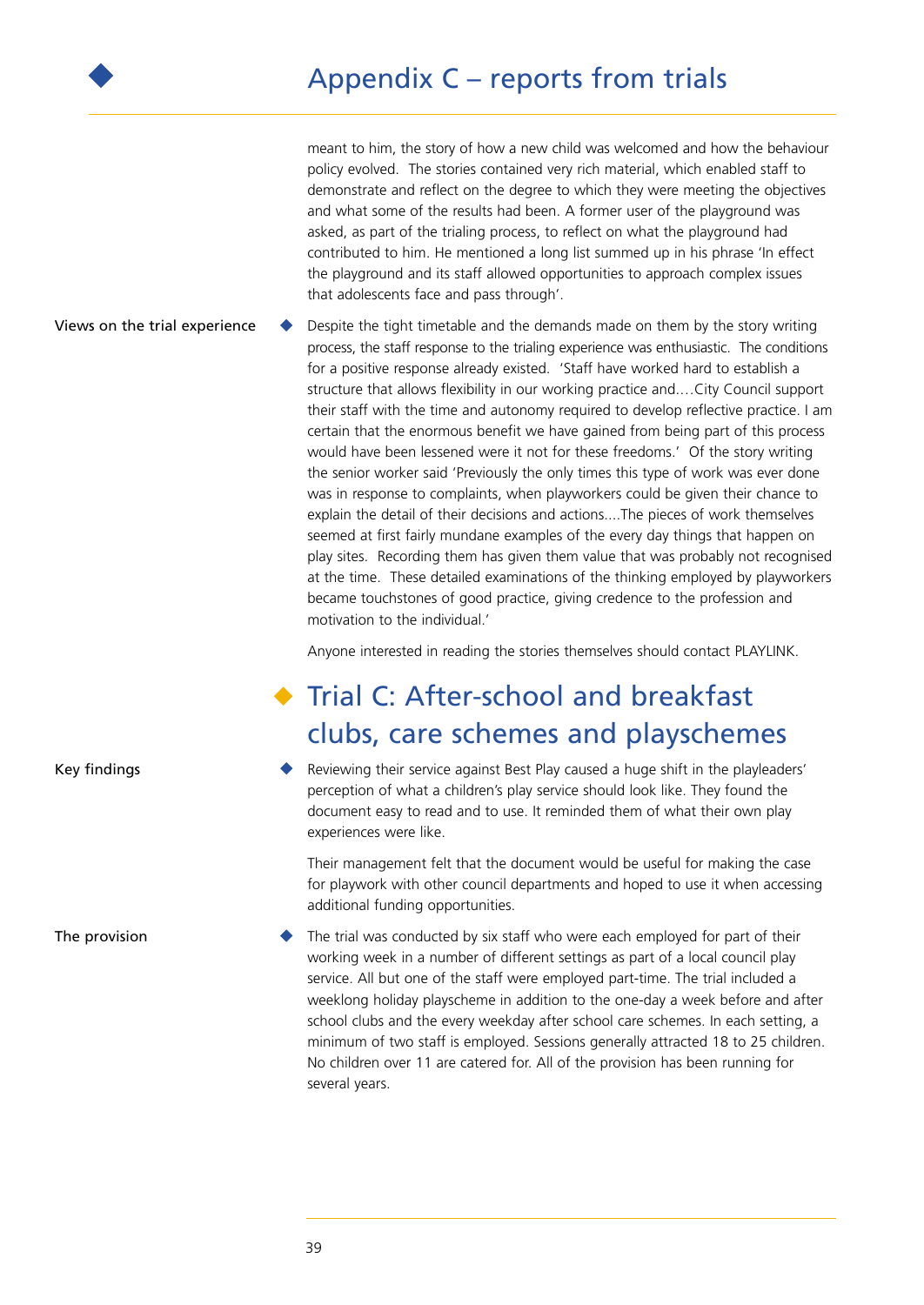meant to him, the story of how a new child was welcomed and how the behaviour policy evolved. The stories contained very rich material, which enabled staff to demonstrate and reflect on the degree to which they were meeting the objectives and what some of the results had been. A former user of the playground was asked, as part of the trialing process, to reflect on what the playground had contributed to him. He mentioned a long list summed up in his phrase 'In effect the playground and its staff allowed opportunities to approach complex issues that adolescents face and pass through'.

**Views on the trial experience**

Despite the tight timetable and the demands made on them by the story writing process, the staff response to the trialing experience was enthusiastic. The conditions for a positive response already existed. 'Staff have worked hard to establish a structure that allows flexibility in our working practice and….City Council support their staff with the time and autonomy required to develop reflective practice. I am certain that the enormous benefit we have gained from being part of this process would have been lessened were it not for these freedoms.' Of the story writing the senior worker said 'Previously the only times this type of work was ever done was in response to complaints, when playworkers could be given their chance to explain the detail of their decisions and actions....The pieces of work themselves seemed at first fairly mundane examples of the every day things that happen on play sites. Recording them has given them value that was probably not recognised at the time. These detailed examinations of the thinking employed by playworkers became touchstones of good practice, giving credence to the profession and motivation to the individual.'

Anyone interested in reading the stories themselves should contact PLAYLINK.

## Trial C: After-school and breakfast clubs, care schemes and playschemes

**Key findings**

Reviewing their service against Best Play caused a huge shift in the playleaders' perception of what a children's play service should look like. They found the document easy to read and to use. It reminded them of what their own play experiences were like.

Their management felt that the document would be useful for making the case for playwork with other council departments and hoped to use it when accessing additional funding opportunities.

**The provision**

The trial was conducted by six staff who were each employed for part of their working week in a number of different settings as part of a local council play service. All but one of the staff were employed part-time. The trial included a weeklong holiday playscheme in addition to the one-day a week before and after school clubs and the every weekday after school care schemes. In each setting, a minimum of two staff is employed. Sessions generally attracted 18 to 25 children. No children over 11 are catered for. All of the provision has been running for several years.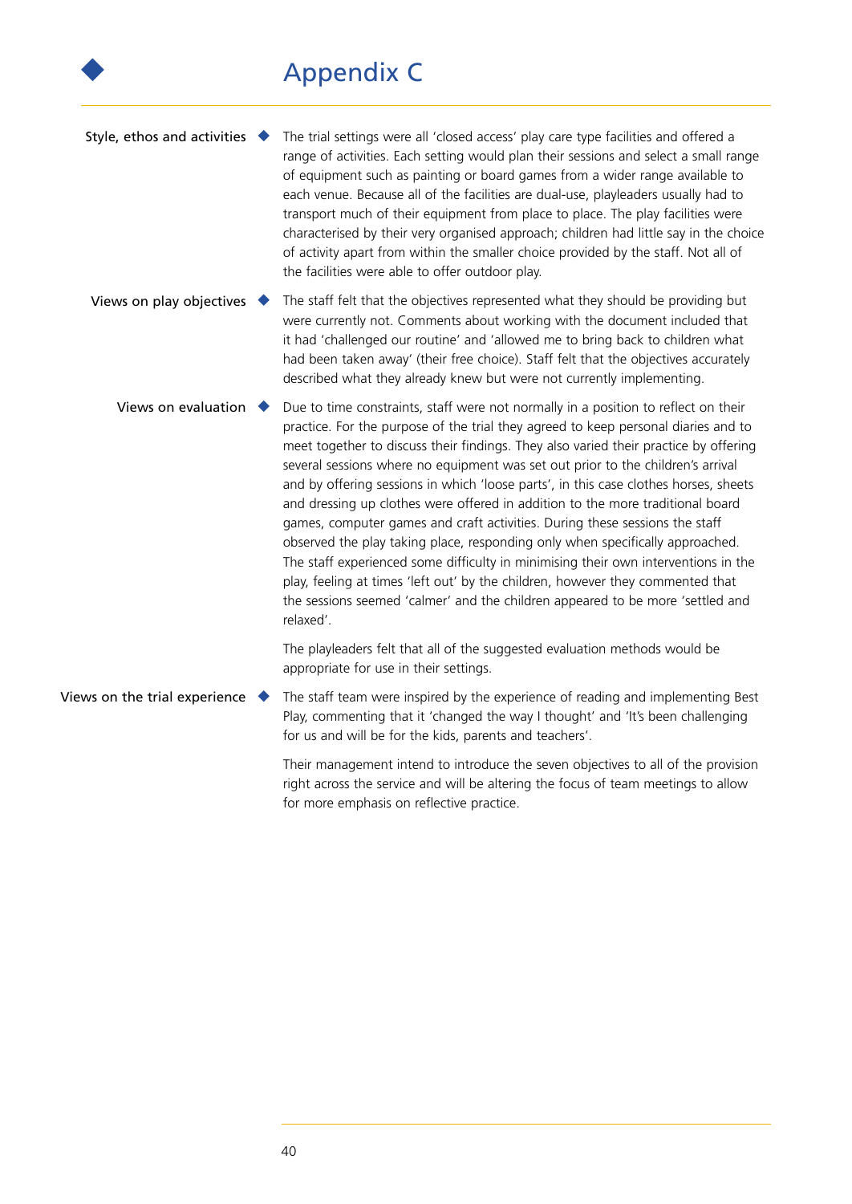# Appendix C

**Style, ethos and activities**

The trial settings were all 'closed access' play care type facilities and offered a range of activities. Each setting would plan their sessions and select a small range of equipment such as painting or board games from a wider range available to each venue. Because all of the facilities are dual-use, playleaders usually had to transport much of their equipment from place to place. The play facilities were characterised by their very organised approach; children had little say in the choice of activity apart from within the smaller choice provided by the staff. Not all of the facilities were able to offer outdoor play.

**Views on play objectives**

The staff felt that the objectives represented what they should be providing but were currently not. Comments about working with the document included that it had 'challenged our routine' and 'allowed me to bring back to children what had been taken away' (their free choice). Staff felt that the objectives accurately described what they already knew but were not currently implementing.

**Views on evaluation**

Due to time constraints, staff were not normally in a position to reflect on their practice. For the purpose of the trial they agreed to keep personal diaries and to meet together to discuss their findings. They also varied their practice by offering several sessions where no equipment was set out prior to the children's arrival and by offering sessions in which 'loose parts', in this case clothes horses, sheets and dressing up clothes were offered in addition to the more traditional board games, computer games and craft activities. During these sessions the staff observed the play taking place, responding only when specifically approached. The staff experienced some difficulty in minimising their own interventions in the play, feeling at times 'left out' by the children, however they commented that the sessions seemed 'calmer' and the children appeared to be more 'settled and relaxed'.

The playleaders felt that all of the suggested evaluation methods would be appropriate for use in their settings.

**Views on the trial experience**

The staff team were inspired by the experience of reading and implementing Best Play, commenting that it 'changed the way I thought' and 'It's been challenging for us and will be for the kids, parents and teachers'.

Their management intend to introduce the seven objectives to all of the provision right across the service and will be altering the focus of team meetings to allow for more emphasis on reflective practice.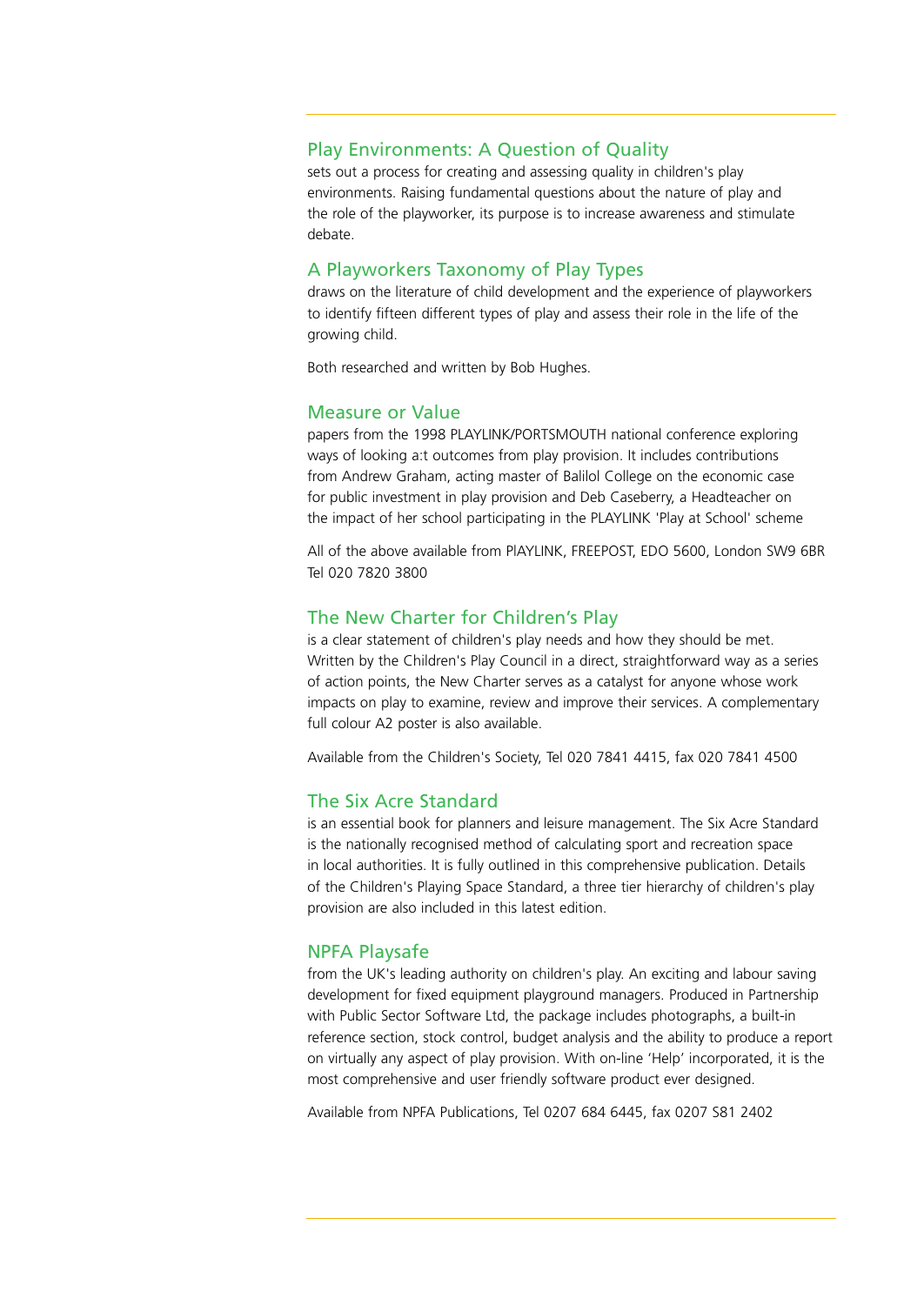## Play Environments: A Question of Quality

sets out a process for creating and assessing quality in children's play environments. Raising fundamental questions about the nature of play and the role of the playworker, its purpose is to increase awareness and stimulate debate.

## A Playworkers Taxonomy of Play Types

draws on the literature of child development and the experience of playworkers to identify fifteen different types of play and assess their role in the life of the growing child.

Both researched and written by Bob Hughes.

## Measure or Value

papers from the 1998 PLAYLINK/PORTSMOUTH national conference exploring ways of looking a:t outcomes from play provision. It includes contributions from Andrew Graham, acting master of Balilol College on the economic case for public investment in play provision and Deb Caseberry, a Headteacher on the impact of her school participating in the PLAYLINK 'Play at School' scheme

All of the above available from PlAYLINK, FREEPOST, EDO 5600, London SW9 6BR Tel 020 7820 3800

## The New Charter for Children's Play

is a clear statement of children's play needs and how they should be met. Written by the Children's Play Council in a direct, straightforward way as a series of action points, the New Charter serves as a catalyst for anyone whose work impacts on play to examine, review and improve their services. A complementary full colour A2 poster is also available.

Available from the Children's Society, Tel 020 7841 4415, fax 020 7841 4500

## The Six Acre Standard

is an essential book for planners and leisure management. The Six Acre Standard is the nationally recognised method of calculating sport and recreation space in local authorities. It is fully outlined in this comprehensive publication. Details of the Children's Playing Space Standard, a three tier hierarchy of children's play provision are also included in this latest edition.

## NPFA Playsafe

from the UK's leading authority on children's play. An exciting and labour saving development for fixed equipment playground managers. Produced in Partnership with Public Sector Software Ltd, the package includes photographs, a built-in reference section, stock control, budget analysis and the ability to produce a report on virtually any aspect of play provision. With on-line 'Help' incorporated, it is the most comprehensive and user friendly software product ever designed.

Available from NPFA Publications, Tel 0207 684 6445, fax 0207 S81 2402